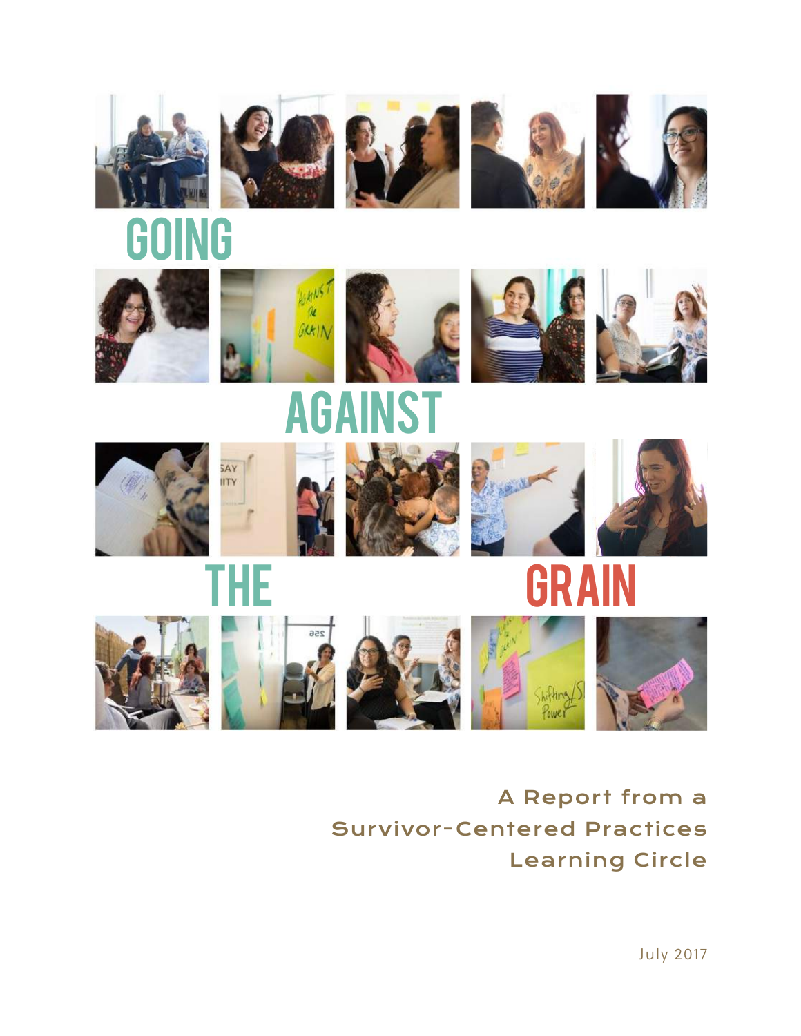# GOING AGAINST THE GRAIN

A Report from a Survivor-Centered Practices Learning Circle

July 2017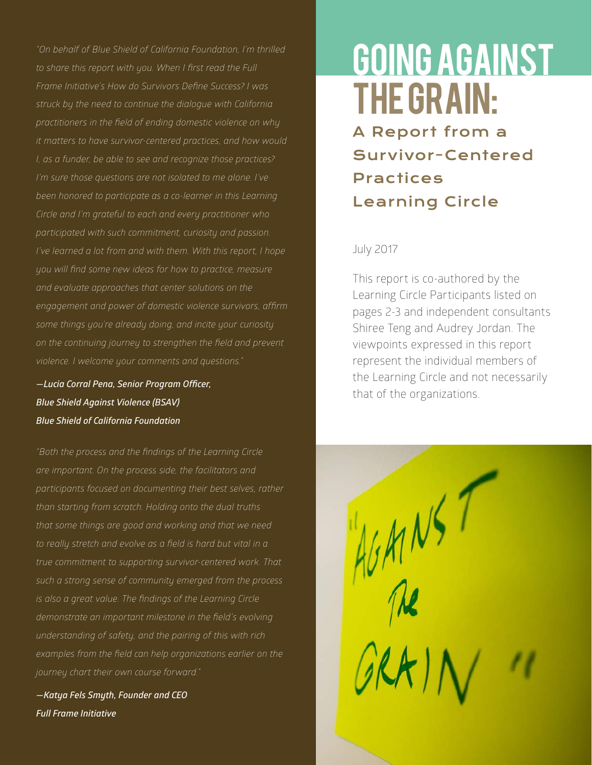# GOING AGAINST THE GRAIN:

## A Report from a Survivor-Centered Practices Learning Circle

July 2017

This report is co-authored by the Learning Circle Participants listed on pages 2-3 and independent consultants Shiree Teng and Audrey Jordan. The viewpoints expressed in this report represent the individual members of the Learning Circle and not necessarily that of the organizations.

*"On behalf of Blue Shield of California Foundation, I'm thrilled to share this report with you. When I first read the Full Frame Initiative's How do Survivors Define Success? I was struck by the need to continue the dialogue with California practitioners in the field of ending domestic violence on why it matters to have survivor-centered practices, and how would I, as a funder, be able to see and recognize those practices? I'm sure those questions are not isolated to me alone. I've been honored to participate as a co-learner in this Learning Circle and I'm grateful to each and every practitioner who participated with such commitment, curiosity and passion. I've learned a lot from and with them. With this report, I hope you will find some new ideas for how to practice, measure and evaluate approaches that center solutions on the engagement and power of domestic violence survivors, affirm some things you're already doing, and incite your curiosity on the continuing journey to strengthen the field and prevent violence. I welcome your comments and questions."*

***—Lucia Corral Pena, Senior Program Officer, Blue Shield Against Violence (BSAV) Blue Shield of California Foundation***

*"Both the process and the findings of the Learning Circle are important. On the process side, the facilitators and participants focused on documenting their best selves, rather than starting from scratch. Holding onto the dual truths that some things are good and working and that we need to really stretch and evolve as a field is hard but vital in a true commitment to supporting survivor-centered work. That such a strong sense of community emerged from the process is also a great value. The findings of the Learning Circle demonstrate an important milestone in the field's evolving understanding of safety, and the pairing of this with rich examples from the field can help organizations earlier on the journey chart their own course forward."*

***—Katya Fels Smyth, Founder and CEO Full Frame Initiative***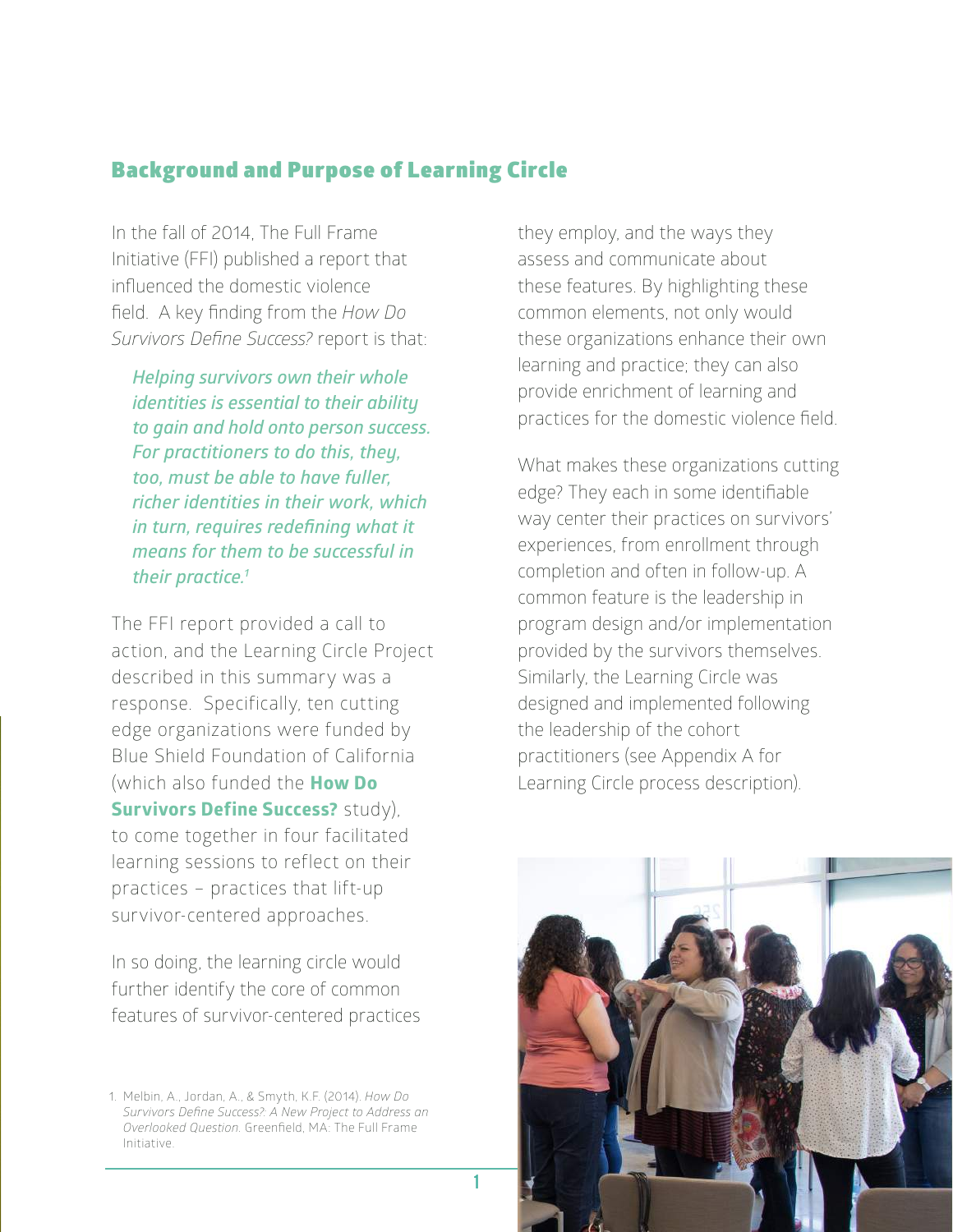## Background and Purpose of Learning Circle

In the fall of 2014, The Full Frame Initiative (FFI) published a report that influenced the domestic violence field. A key finding from the *How Do Survivors Define Success?* report is that:

> ***Helping survivors own their whole identities is essential to their ability to gain and hold onto person success. For practitioners to do this, they, too, must be able to have fuller, richer identities in their work, which in turn, requires redefining what it means for them to be successful in their practice.***[1]

The FFI report provided a call to action, and the Learning Circle Project described in this summary was a response. Specifically, ten cutting edge organizations were funded by Blue Shield Foundation of California (which also funded the **How Do Survivors Define Success?** study), to come together in four facilitated learning sessions to reflect on their practices – practices that lift-up survivor-centered approaches.

In so doing, the learning circle would further identify the core of common features of survivor-centered practices they employ, and the ways they assess and communicate about these features. By highlighting these common elements, not only would these organizations enhance their own learning and practice; they can also provide enrichment of learning and practices for the domestic violence field.

What makes these organizations cutting edge? They each in some identifiable way center their practices on survivors' experiences, from enrollment through completion and often in follow-up. A common feature is the leadership in program design and/or implementation provided by the survivors themselves. Similarly, the Learning Circle was designed and implemented following the leadership of the cohort practitioners (see Appendix A for Learning Circle process description).

1. Melbin, A., Jordan, A., & Smyth, K.F. (2014). *How Do Survivors Define Success?: A New Project to Address an Overlooked Question.* Greenfield, MA: The Full Frame Initiative.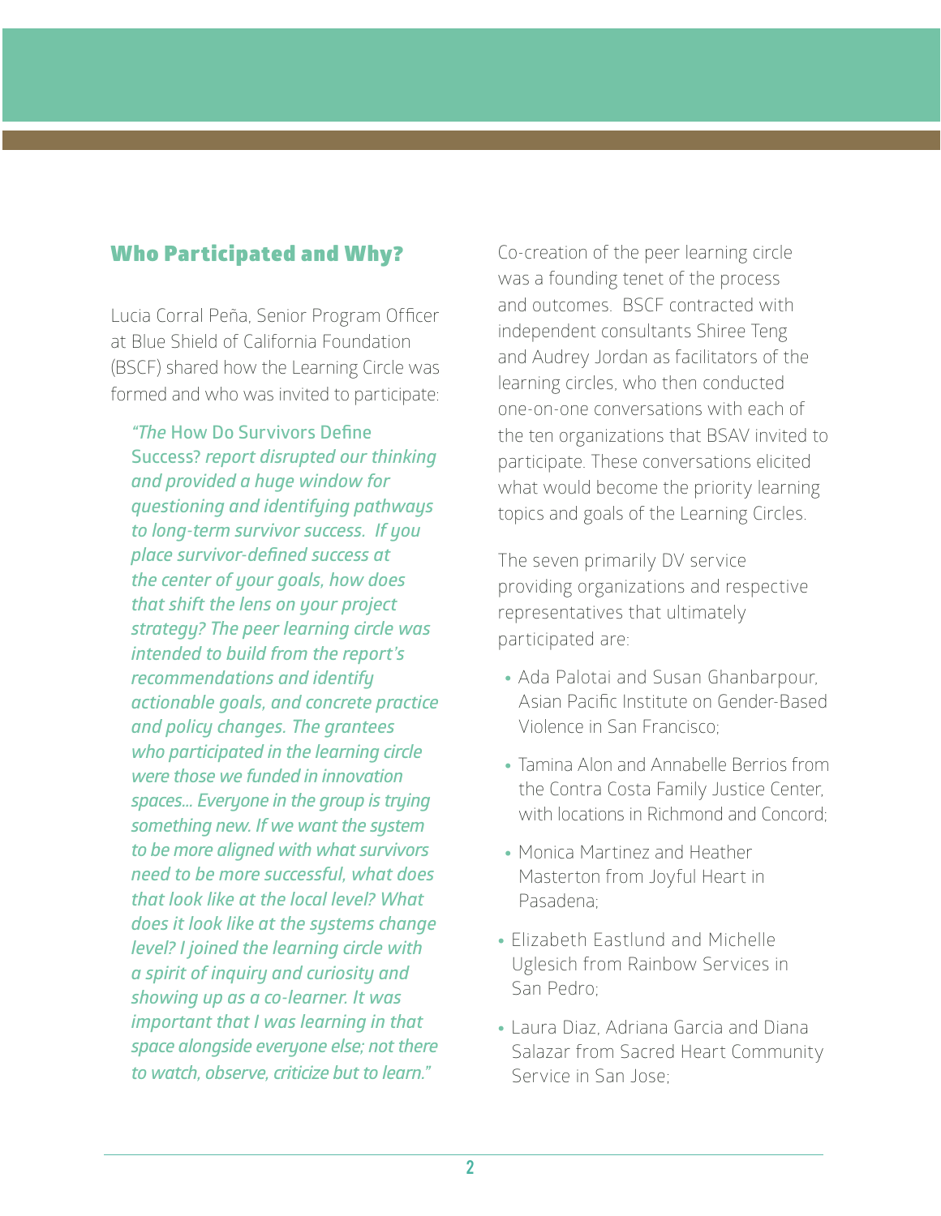## Who Participated and Why?

Lucia Corral Peña, Senior Program Officer at Blue Shield of California Foundation (BSCF) shared how the Learning Circle was formed and who was invited to participate:

> *"The* How Do Survivors Define Success? *report disrupted our thinking and provided a huge window for questioning and identifying pathways to long-term survivor success. If you place survivor-defined success at the center of your goals, how does that shift the lens on your project strategy? The peer learning circle was intended to build from the report's recommendations and identify actionable goals, and concrete practice and policy changes. The grantees who participated in the learning circle were those we funded in innovation spaces... Everyone in the group is trying something new. If we want the system to be more aligned with what survivors need to be more successful, what does that look like at the local level? What does it look like at the systems change level? I joined the learning circle with a spirit of inquiry and curiosity and showing up as a co-learner. It was important that I was learning in that space alongside everyone else; not there to watch, observe, criticize but to learn."*

Co-creation of the peer learning circle was a founding tenet of the process and outcomes. BSCF contracted with independent consultants Shiree Teng and Audrey Jordan as facilitators of the learning circles, who then conducted one-on-one conversations with each of the ten organizations that BSAV invited to participate. These conversations elicited what would become the priority learning topics and goals of the Learning Circles.

The seven primarily DV service providing organizations and respective representatives that ultimately participated are:

- Ada Palotai and Susan Ghanbarpour, Asian Pacific Institute on Gender-Based Violence in San Francisco;
- Tamina Alon and Annabelle Berrios from the Contra Costa Family Justice Center, with locations in Richmond and Concord;
- Monica Martinez and Heather Masterton from Joyful Heart in Pasadena;
- Elizabeth Eastlund and Michelle Uglesich from Rainbow Services in San Pedro;
- Laura Diaz, Adriana Garcia and Diana Salazar from Sacred Heart Community Service in San Jose;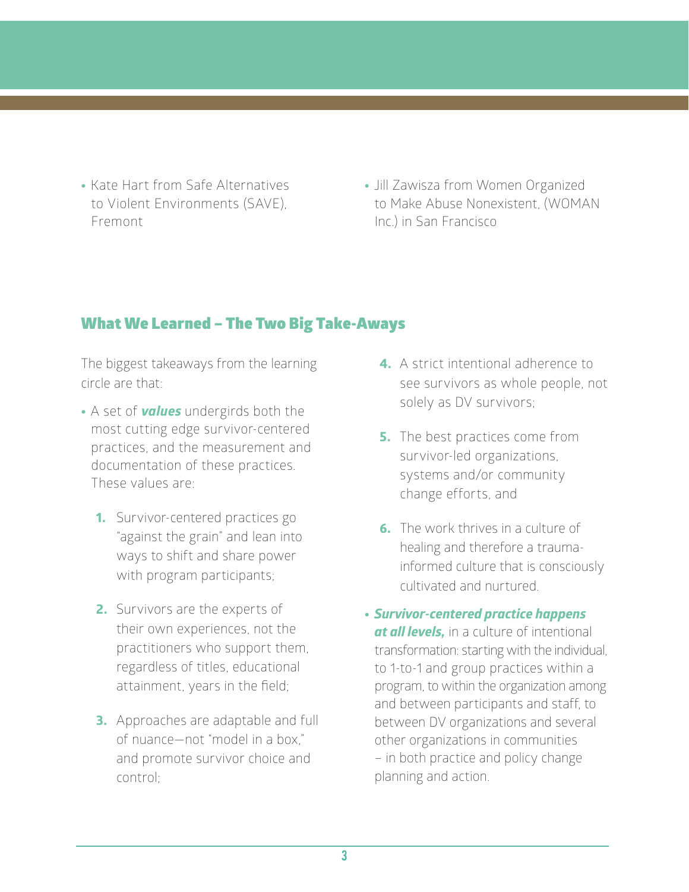- Kate Hart from Safe Alternatives to Violent Environments (SAVE), Fremont
- Jill Zawisza from Women Organized to Make Abuse Nonexistent, (WOMAN Inc.) in San Francisco

## What We Learned – The Two Big Take-Aways

The biggest takeaways from the learning circle are that:

- A set of ***values*** undergirds both the most cutting edge survivor-centered practices, and the measurement and documentation of these practices. These values are:
  1. Survivor-centered practices go "against the grain" and lean into ways to shift and share power with program participants;
  2. Survivors are the experts of their own experiences, not the practitioners who support them, regardless of titles, educational attainment, years in the field;
  3. Approaches are adaptable and full of nuance—not "model in a box," and promote survivor choice and control;
  4. A strict intentional adherence to see survivors as whole people, not solely as DV survivors;
  5. The best practices come from survivor-led organizations, systems and/or community change efforts, and
  6. The work thrives in a culture of healing and therefore a trauma-informed culture that is consciously cultivated and nurtured.
- ***Survivor-centered practice happens at all levels,*** in a culture of intentional transformation: starting with the individual, to 1-to-1 and group practices within a program, to within the organization among and between participants and staff, to between DV organizations and several other organizations in communities – in both practice and policy change planning and action.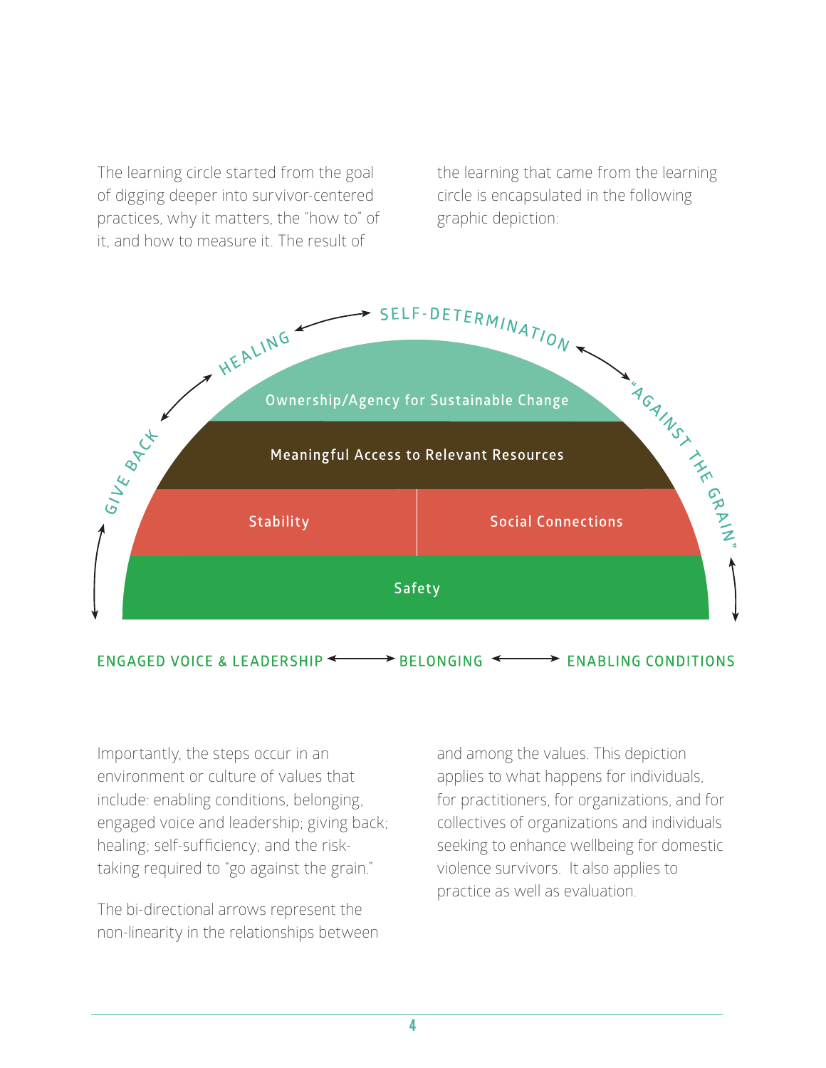The learning circle started from the goal of digging deeper into survivor-centered practices, why it matters, the "how to" of it, and how to measure it. The result of the learning that came from the learning circle is encapsulated in the following graphic depiction:

SELF-DETERMINATION

HEALING

"AGAINST THE GRAIN"

GIVE BACK

Ownership/Agency for Sustainable Change

Meaningful Access to Relevant Resources

Stability

Social Connections

Safety

ENGAGED VOICE & LEADERSHIP ⟷ BELONGING ⟷ ENABLING CONDITIONS

Importantly, the steps occur in an environment or culture of values that include: enabling conditions, belonging, engaged voice and leadership; giving back; healing; self-sufficiency; and the risk-taking required to "go against the grain."

The bi-directional arrows represent the non-linearity in the relationships between and among the values. This depiction applies to what happens for individuals, for practitioners, for organizations, and for collectives of organizations and individuals seeking to enhance wellbeing for domestic violence survivors. It also applies to practice as well as evaluation.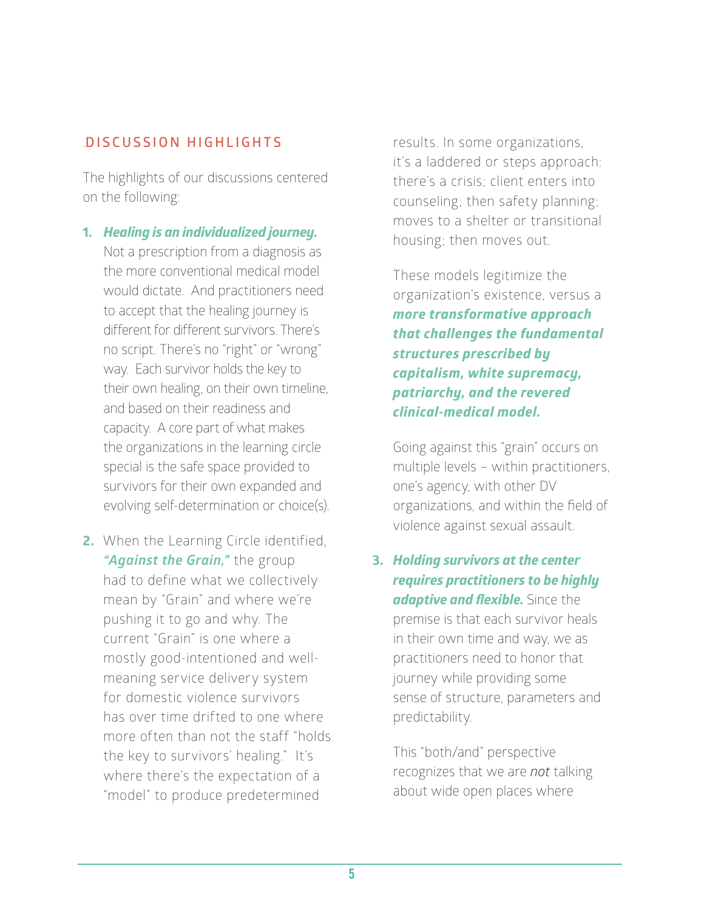## .DISCUSSION HIGHLIGHTS

The highlights of our discussions centered on the following:

1. ***Healing is an individualized journey.*** Not a prescription from a diagnosis as the more conventional medical model would dictate. And practitioners need to accept that the healing journey is different for different survivors. There's no script. There's no "right" or "wrong" way. Each survivor holds the key to their own healing, on their own timeline, and based on their readiness and capacity. A core part of what makes the organizations in the learning circle special is the safe space provided to survivors for their own expanded and evolving self-determination or choice(s).

2. When the Learning Circle identified, ***"Against the Grain,"*** the group had to define what we collectively mean by "Grain" and where we're pushing it to go and why. The current "Grain" is one where a mostly good-intentioned and well-meaning service delivery system for domestic violence survivors has over time drifted to one where more often than not the staff "holds the key to survivors' healing." It's where there's the expectation of a "model" to produce predetermined results. In some organizations, it's a laddered or steps approach: there's a crisis; client enters into counseling; then safety planning; moves to a shelter or transitional housing; then moves out.

   These models legitimize the organization's existence, versus a ***more transformative approach that challenges the fundamental structures prescribed by capitalism, white supremacy, patriarchy, and the revered clinical-medical model.***

   Going against this "grain" occurs on multiple levels – within practitioners, one's agency, with other DV organizations, and within the field of violence against sexual assault.

3. ***Holding survivors at the center requires practitioners to be highly adaptive and flexible.*** Since the premise is that each survivor heals in their own time and way, we as practitioners need to honor that journey while providing some sense of structure, parameters and predictability.

   This "both/and" perspective recognizes that we are *not* talking about wide open places where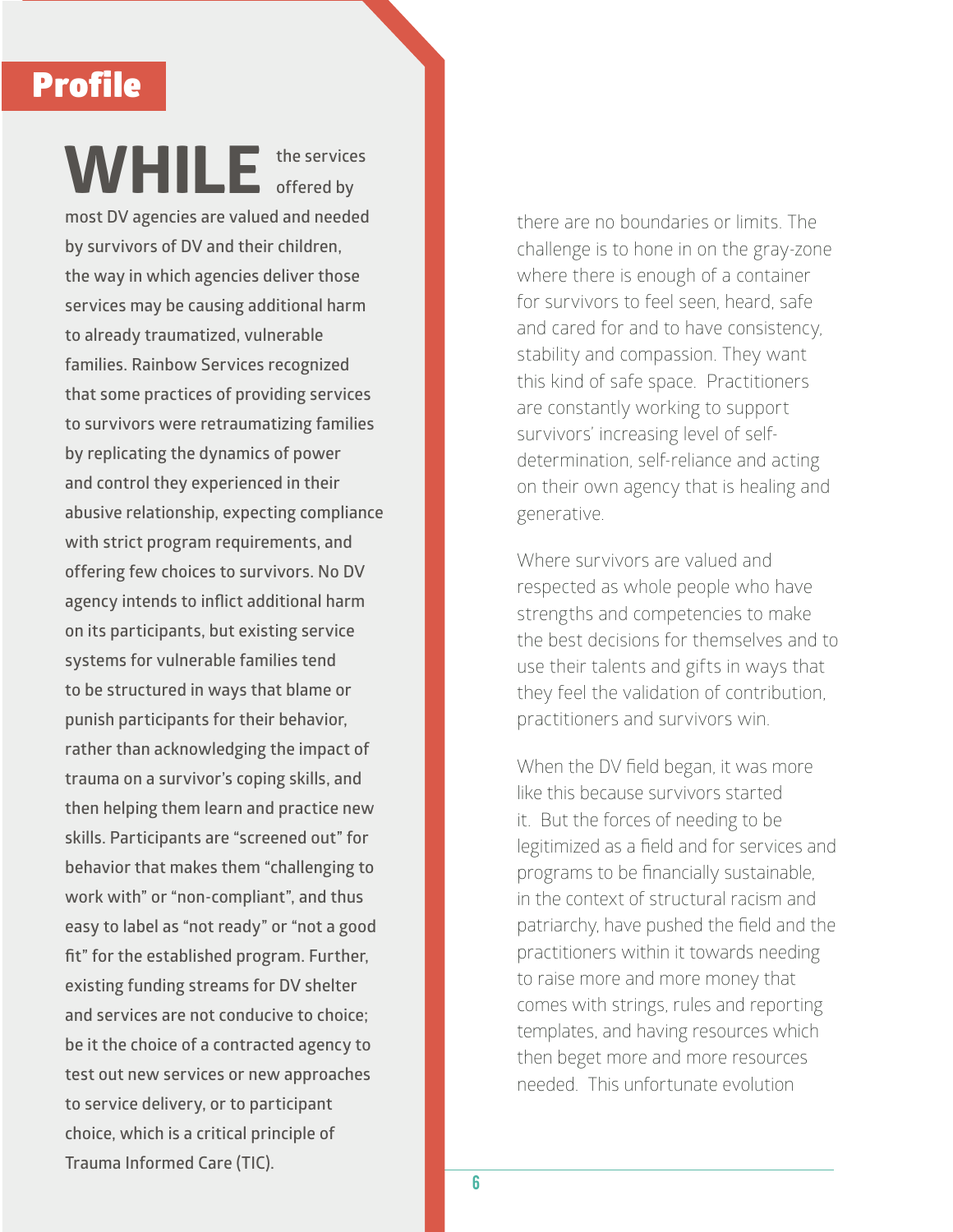## Profile

**WHILE** the services offered by most DV agencies are valued and needed by survivors of DV and their children, the way in which agencies deliver those services may be causing additional harm to already traumatized, vulnerable families. Rainbow Services recognized that some practices of providing services to survivors were retraumatizing families by replicating the dynamics of power and control they experienced in their abusive relationship, expecting compliance with strict program requirements, and offering few choices to survivors. No DV agency intends to inflict additional harm on its participants, but existing service systems for vulnerable families tend to be structured in ways that blame or punish participants for their behavior, rather than acknowledging the impact of trauma on a survivor's coping skills, and then helping them learn and practice new skills. Participants are "screened out" for behavior that makes them "challenging to work with" or "non-compliant", and thus easy to label as "not ready" or "not a good fit" for the established program. Further, existing funding streams for DV shelter and services are not conducive to choice; be it the choice of a contracted agency to test out new services or new approaches to service delivery, or to participant choice, which is a critical principle of Trauma Informed Care (TIC).

there are no boundaries or limits. The challenge is to hone in on the gray-zone where there is enough of a container for survivors to feel seen, heard, safe and cared for and to have consistency, stability and compassion. They want this kind of safe space. Practitioners are constantly working to support survivors' increasing level of self-determination, self-reliance and acting on their own agency that is healing and generative.

Where survivors are valued and respected as whole people who have strengths and competencies to make the best decisions for themselves and to use their talents and gifts in ways that they feel the validation of contribution, practitioners and survivors win.

When the DV field began, it was more like this because survivors started it. But the forces of needing to be legitimized as a field and for services and programs to be financially sustainable, in the context of structural racism and patriarchy, have pushed the field and the practitioners within it towards needing to raise more and more money that comes with strings, rules and reporting templates, and having resources which then beget more and more resources needed. This unfortunate evolution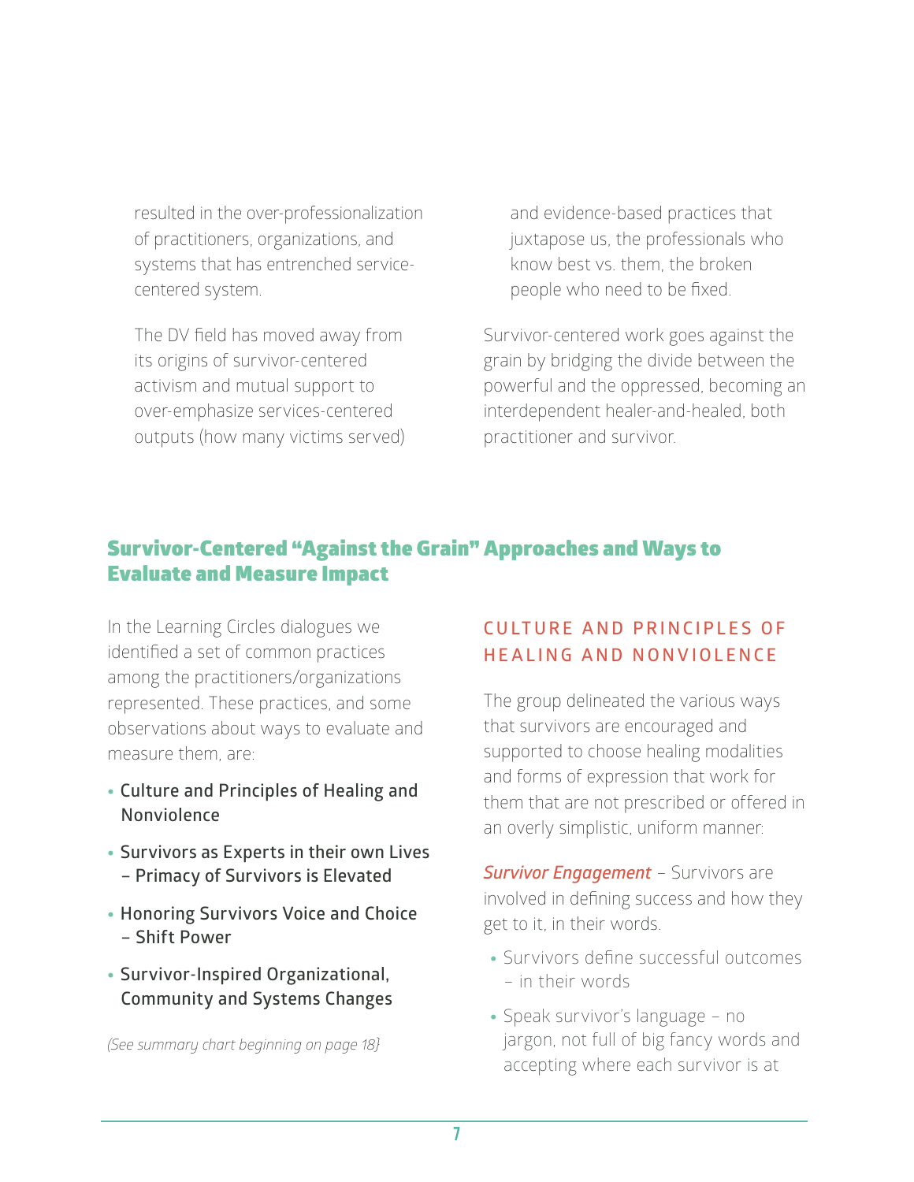resulted in the over-professionalization of practitioners, organizations, and systems that has entrenched service-centered system.

The DV field has moved away from its origins of survivor-centered activism and mutual support to over-emphasize services-centered outputs (how many victims served) and evidence-based practices that juxtapose us, the professionals who know best vs. them, the broken people who need to be fixed.

Survivor-centered work goes against the grain by bridging the divide between the powerful and the oppressed, becoming an interdependent healer-and-healed, both practitioner and survivor.

## Survivor-Centered "Against the Grain" Approaches and Ways to Evaluate and Measure Impact

In the Learning Circles dialogues we identified a set of common practices among the practitioners/organizations represented. These practices, and some observations about ways to evaluate and measure them, are:

- Culture and Principles of Healing and Nonviolence
- Survivors as Experts in their own Lives – Primacy of Survivors is Elevated
- Honoring Survivors Voice and Choice – Shift Power
- Survivor-Inspired Organizational, Community and Systems Changes

*(See summary chart beginning on page 18)*

### CULTURE AND PRINCIPLES OF HEALING AND NONVIOLENCE

The group delineated the various ways that survivors are encouraged and supported to choose healing modalities and forms of expression that work for them that are not prescribed or offered in an overly simplistic, uniform manner:

***Survivor Engagement*** – Survivors are involved in defining success and how they get to it, in their words.

- Survivors define successful outcomes – in their words
- Speak survivor's language – no jargon, not full of big fancy words and accepting where each survivor is at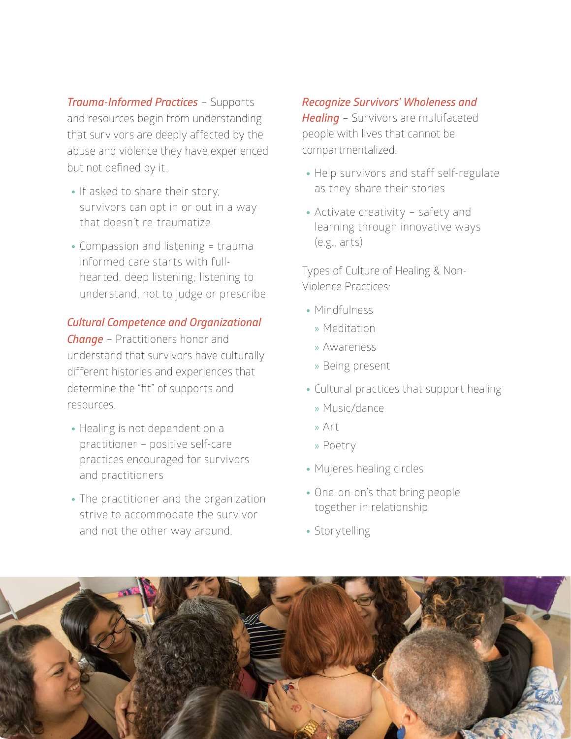***Trauma-Informed Practices*** – Supports and resources begin from understanding that survivors are deeply affected by the abuse and violence they have experienced but not defined by it.

- If asked to share their story, survivors can opt in or out in a way that doesn't re-traumatize
- Compassion and listening = trauma informed care starts with full-hearted, deep listening; listening to understand, not to judge or prescribe

***Cultural Competence and Organizational Change*** – Practitioners honor and understand that survivors have culturally different histories and experiences that determine the "fit" of supports and resources.

- Healing is not dependent on a practitioner – positive self-care practices encouraged for survivors and practitioners
- The practitioner and the organization strive to accommodate the survivor and not the other way around.

***Recognize Survivors' Wholeness and Healing*** – Survivors are multifaceted people with lives that cannot be compartmentalized.

- Help survivors and staff self-regulate as they share their stories
- Activate creativity – safety and learning through innovative ways (e.g., arts)

Types of Culture of Healing & Non-Violence Practices:

- Mindfulness
  - Meditation
  - Awareness
  - Being present
- Cultural practices that support healing
  - Music/dance
  - Art
  - Poetry
- Mujeres healing circles
- One-on-on's that bring people together in relationship
- Storytelling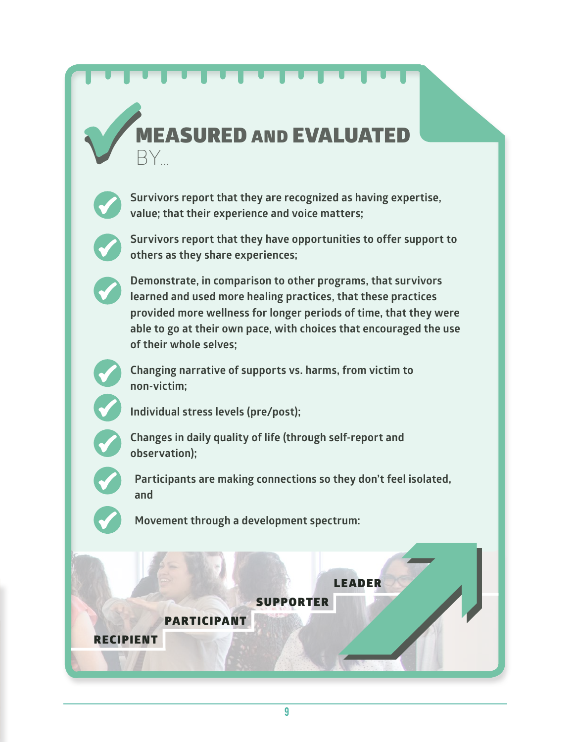# MEASURED AND EVALUATED BY...

- Survivors report that they are recognized as having expertise, value; that their experience and voice matters;
- Survivors report that they have opportunities to offer support to others as they share experiences;
- Demonstrate, in comparison to other programs, that survivors learned and used more healing practices, that these practices provided more wellness for longer periods of time, that they were able to go at their own pace, with choices that encouraged the use of their whole selves;
- Changing narrative of supports vs. harms, from victim to non-victim;
- Individual stress levels (pre/post);
- Changes in daily quality of life (through self-report and observation);
- Participants are making connections so they don't feel isolated, and
- Movement through a development spectrum:

RECIPIENT → PARTICIPANT → SUPPORTER → LEADER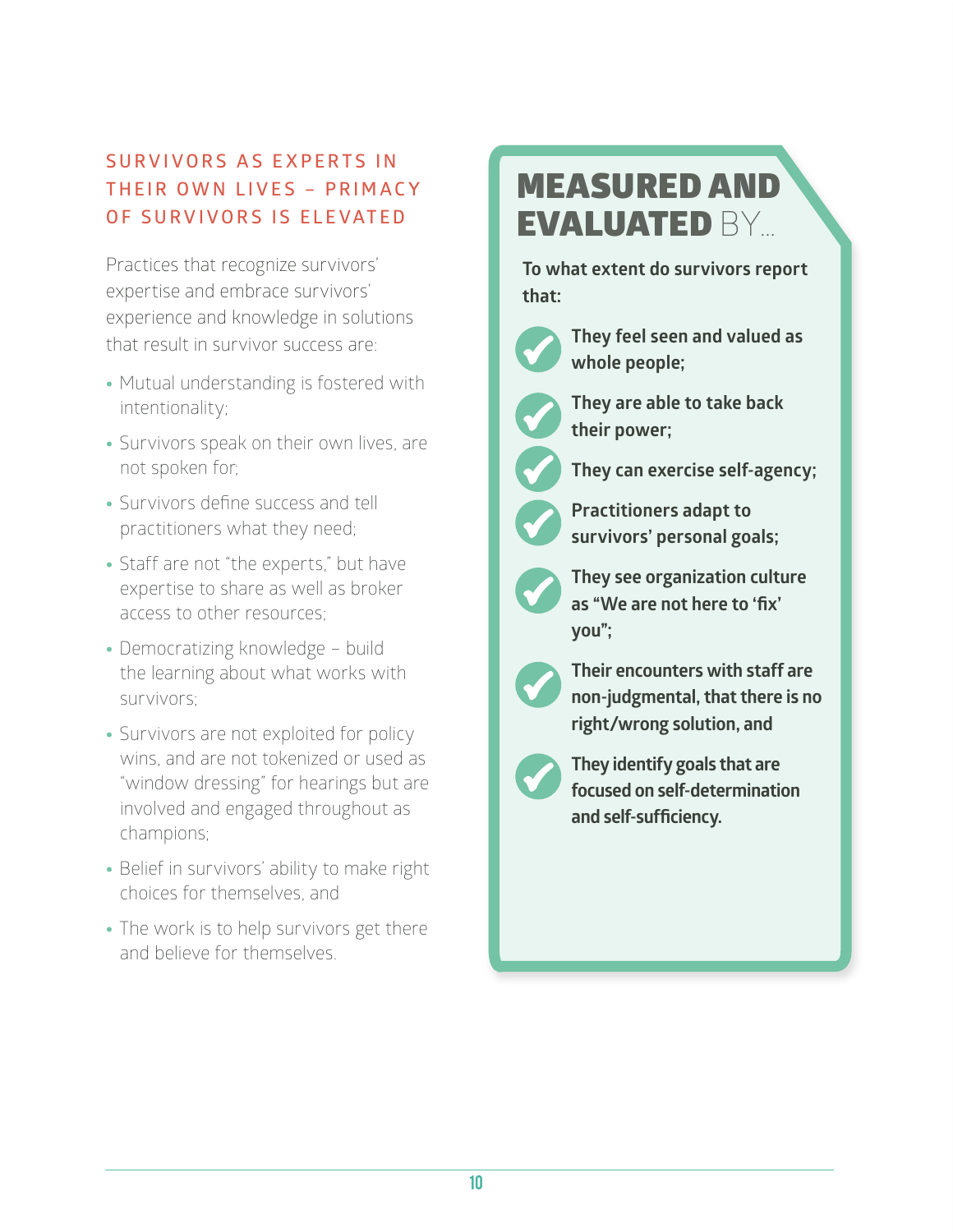## SURVIVORS AS EXPERTS IN THEIR OWN LIVES – PRIMACY OF SURVIVORS IS ELEVATED

Practices that recognize survivors' expertise and embrace survivors' experience and knowledge in solutions that result in survivor success are:

- Mutual understanding is fostered with intentionality;
- Survivors speak on their own lives, are not spoken for;
- Survivors define success and tell practitioners what they need;
- Staff are not "the experts," but have expertise to share as well as broker access to other resources;
- Democratizing knowledge – build the learning about what works with survivors;
- Survivors are not exploited for policy wins, and are not tokenized or used as "window dressing" for hearings but are involved and engaged throughout as champions;
- Belief in survivors' ability to make right choices for themselves, and
- The work is to help survivors get there and believe for themselves.

## MEASURED AND EVALUATED BY...

**To what extent do survivors report that:**

- **They feel seen and valued as whole people;**
- **They are able to take back their power;**
- **They can exercise self-agency;**
- **Practitioners adapt to survivors' personal goals;**
- **They see organization culture as "We are not here to 'fix' you";**
- **Their encounters with staff are non-judgmental, that there is no right/wrong solution, and**
- **They identify goals that are focused on self-determination and self-sufficiency.**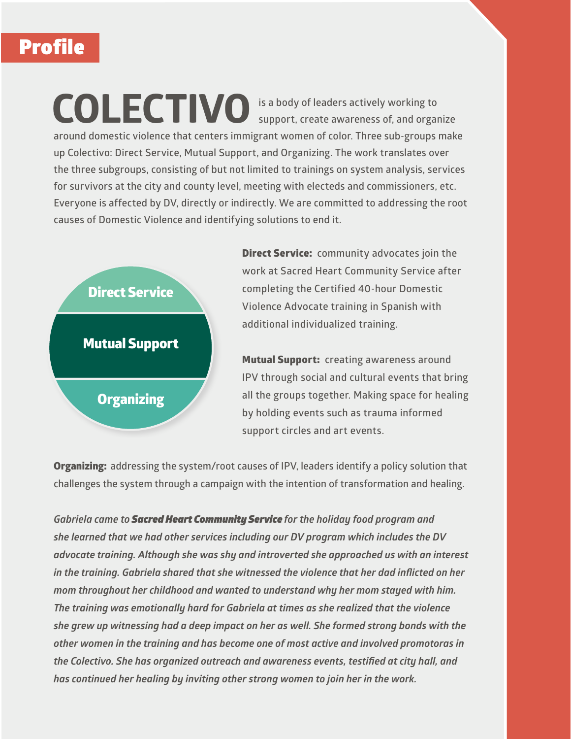## Profile

**COLECTIVO** is a body of leaders actively working to support, create awareness of, and organize around domestic violence that centers immigrant women of color. Three sub-groups make up Colectivo: Direct Service, Mutual Support, and Organizing. The work translates over the three subgroups, consisting of but not limited to trainings on system analysis, services for survivors at the city and county level, meeting with electeds and commissioners, etc. Everyone is affected by DV, directly or indirectly. We are committed to addressing the root causes of Domestic Violence and identifying solutions to end it.

- Direct Service
- Mutual Support
- Organizing

**Direct Service:** community advocates join the work at Sacred Heart Community Service after completing the Certified 40-hour Domestic Violence Advocate training in Spanish with additional individualized training.

**Mutual Support:** creating awareness around IPV through social and cultural events that bring all the groups together. Making space for healing by holding events such as trauma informed support circles and art events.

**Organizing:** addressing the system/root causes of IPV, leaders identify a policy solution that challenges the system through a campaign with the intention of transformation and healing.

*Gabriela came to **Sacred Heart Community Service** for the holiday food program and she learned that we had other services including our DV program which includes the DV advocate training. Although she was shy and introverted she approached us with an interest in the training. Gabriela shared that she witnessed the violence that her dad inflicted on her mom throughout her childhood and wanted to understand why her mom stayed with him. The training was emotionally hard for Gabriela at times as she realized that the violence she grew up witnessing had a deep impact on her as well. She formed strong bonds with the other women in the training and has become one of most active and involved promotoras in the Colectivo. She has organized outreach and awareness events, testified at city hall, and has continued her healing by inviting other strong women to join her in the work.*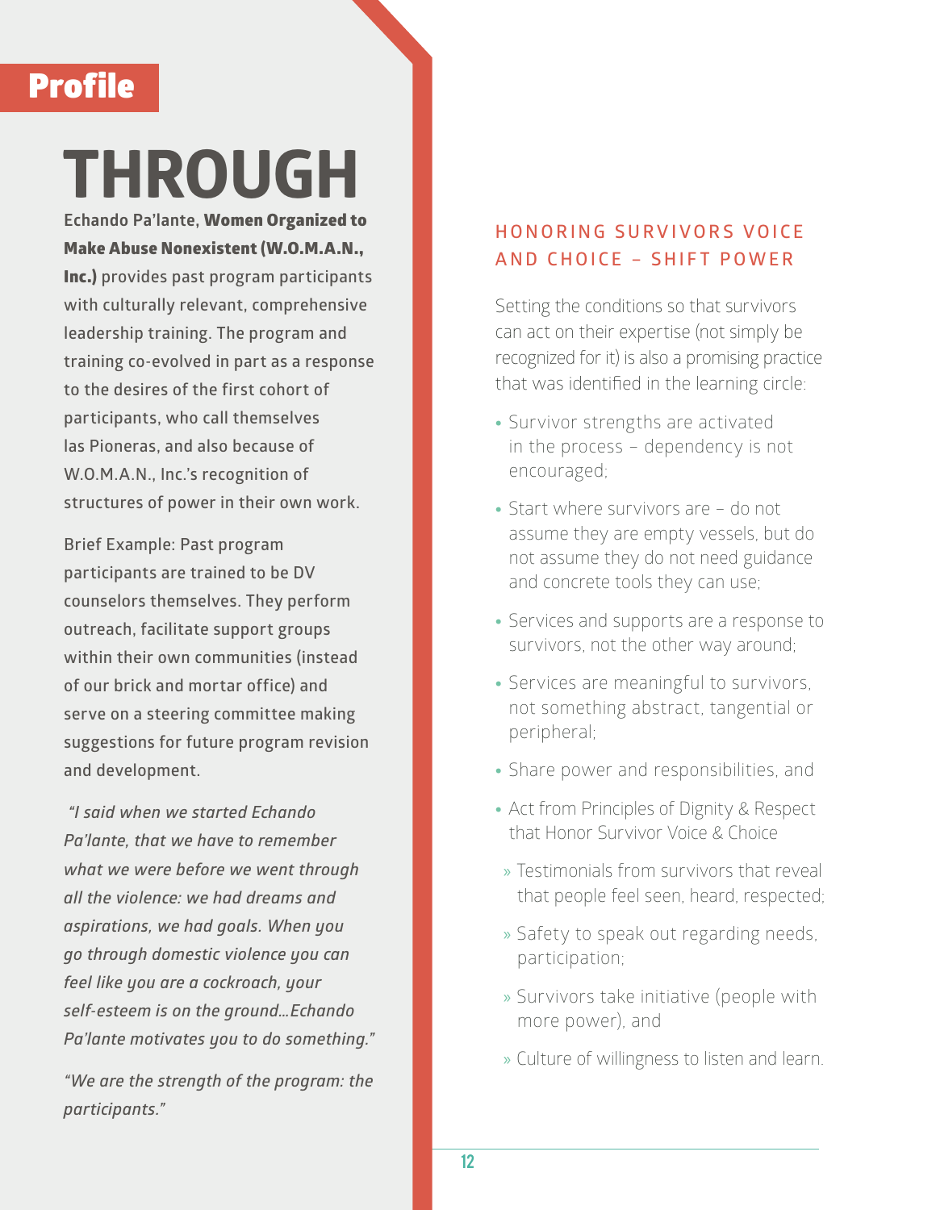## Profile

# THROUGH

Echando Pa'lante, **Women Organized to Make Abuse Nonexistent (W.O.M.A.N., Inc.)** provides past program participants with culturally relevant, comprehensive leadership training. The program and training co-evolved in part as a response to the desires of the first cohort of participants, who call themselves las Pioneras, and also because of W.O.M.A.N., Inc.'s recognition of structures of power in their own work.

Brief Example: Past program participants are trained to be DV counselors themselves. They perform outreach, facilitate support groups within their own communities (instead of our brick and mortar office) and serve on a steering committee making suggestions for future program revision and development.

*"I said when we started Echando Pa'lante, that we have to remember what we were before we went through all the violence: we had dreams and aspirations, we had goals. When you go through domestic violence you can feel like you are a cockroach, your self-esteem is on the ground…Echando Pa'lante motivates you to do something."*

*"We are the strength of the program: the participants."*

### HONORING SURVIVORS VOICE AND CHOICE – SHIFT POWER

Setting the conditions so that survivors can act on their expertise (not simply be recognized for it) is also a promising practice that was identified in the learning circle:

- Survivor strengths are activated in the process – dependency is not encouraged;
- Start where survivors are – do not assume they are empty vessels, but do not assume they do not need guidance and concrete tools they can use;
- Services and supports are a response to survivors, not the other way around;
- Services are meaningful to survivors, not something abstract, tangential or peripheral;
- Share power and responsibilities, and
- Act from Principles of Dignity & Respect that Honor Survivor Voice & Choice
  - Testimonials from survivors that reveal that people feel seen, heard, respected;
  - Safety to speak out regarding needs, participation;
  - Survivors take initiative (people with more power), and
  - Culture of willingness to listen and learn.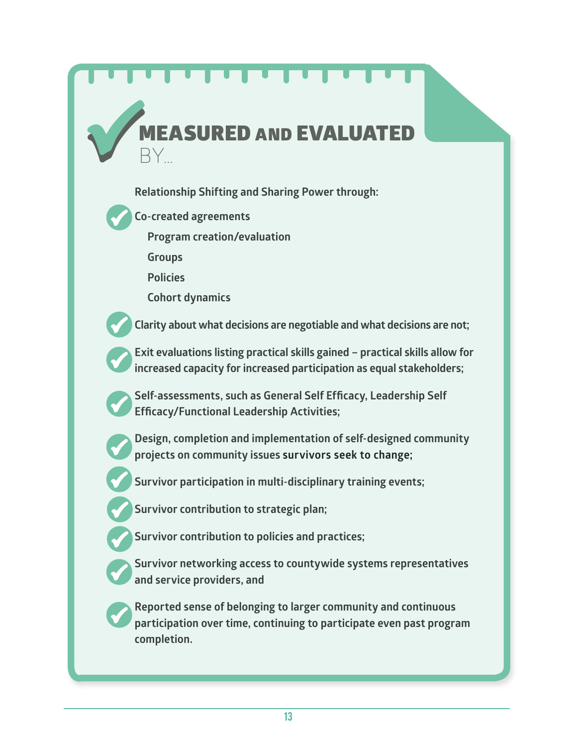# MEASURED AND EVALUATED BY...

Relationship Shifting and Sharing Power through:

- Co-created agreements
  - Program creation/evaluation
  - Groups
  - Policies
  - Cohort dynamics
- Clarity about what decisions are negotiable and what decisions are not;
- Exit evaluations listing practical skills gained – practical skills allow for increased capacity for increased participation as equal stakeholders;
- Self-assessments, such as General Self Efficacy, Leadership Self Efficacy/Functional Leadership Activities;
- Design, completion and implementation of self-designed community projects on community issues survivors seek to change;
- Survivor participation in multi-disciplinary training events;
- Survivor contribution to strategic plan;
- Survivor contribution to policies and practices;
- Survivor networking access to countywide systems representatives and service providers, and
- Reported sense of belonging to larger community and continuous participation over time, continuing to participate even past program completion.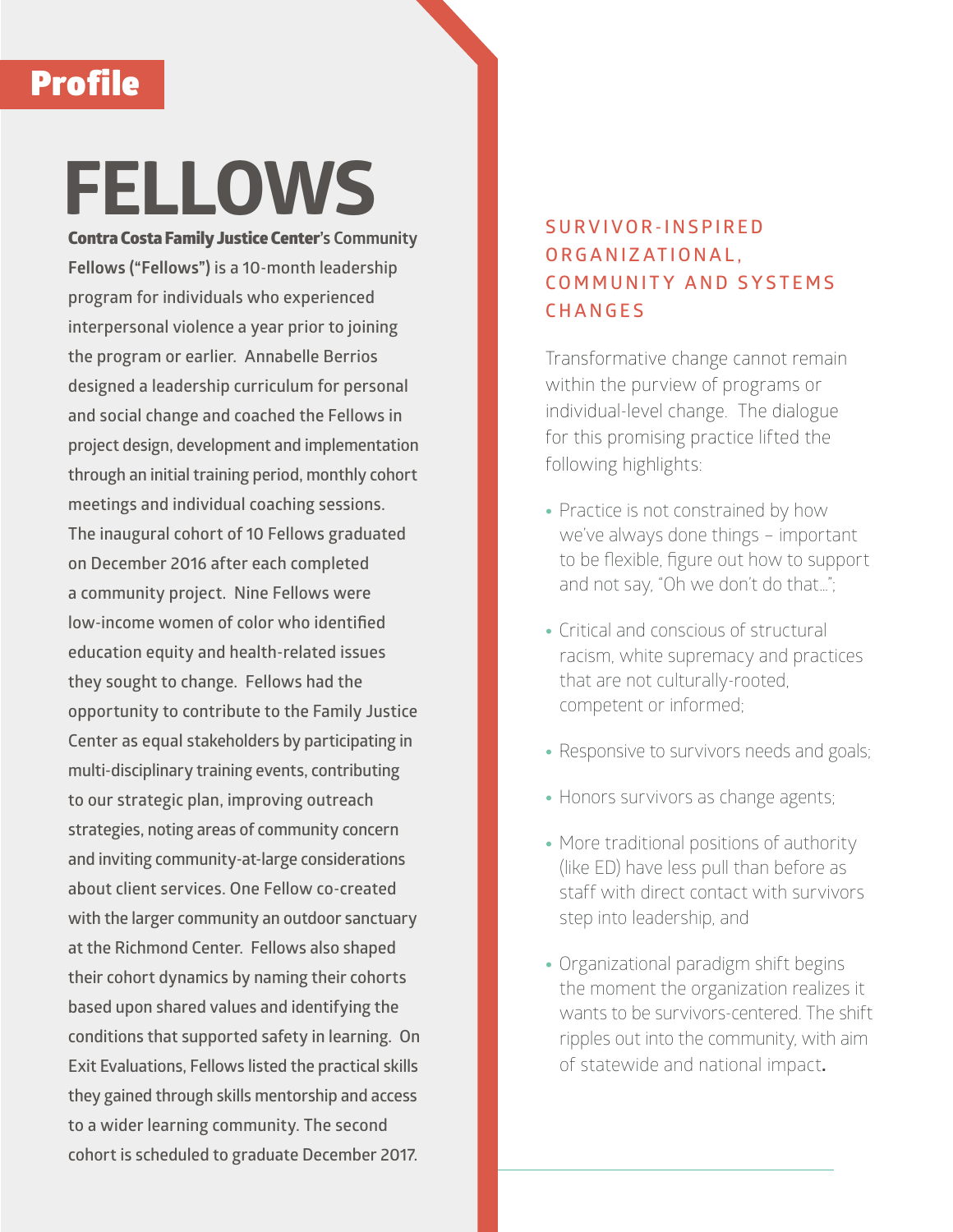## Profile

# FELLOWS

**Contra Costa Family Justice Center**'s Community Fellows ("Fellows") is a 10-month leadership program for individuals who experienced interpersonal violence a year prior to joining the program or earlier. Annabelle Berrios designed a leadership curriculum for personal and social change and coached the Fellows in project design, development and implementation through an initial training period, monthly cohort meetings and individual coaching sessions. The inaugural cohort of 10 Fellows graduated on December 2016 after each completed a community project. Nine Fellows were low-income women of color who identified education equity and health-related issues they sought to change. Fellows had the opportunity to contribute to the Family Justice Center as equal stakeholders by participating in multi-disciplinary training events, contributing to our strategic plan, improving outreach strategies, noting areas of community concern and inviting community-at-large considerations about client services. One Fellow co-created with the larger community an outdoor sanctuary at the Richmond Center. Fellows also shaped their cohort dynamics by naming their cohorts based upon shared values and identifying the conditions that supported safety in learning. On Exit Evaluations, Fellows listed the practical skills they gained through skills mentorship and access to a wider learning community. The second cohort is scheduled to graduate December 2017.

## SURVIVOR-INSPIRED ORGANIZATIONAL, COMMUNITY AND SYSTEMS CHANGES

Transformative change cannot remain within the purview of programs or individual-level change. The dialogue for this promising practice lifted the following highlights:

- Practice is not constrained by how we've always done things – important to be flexible, figure out how to support and not say, "Oh we don't do that…";
- Critical and conscious of structural racism, white supremacy and practices that are not culturally-rooted, competent or informed;
- Responsive to survivors needs and goals;
- Honors survivors as change agents;
- More traditional positions of authority (like ED) have less pull than before as staff with direct contact with survivors step into leadership, and
- Organizational paradigm shift begins the moment the organization realizes it wants to be survivors-centered. The shift ripples out into the community, with aim of statewide and national impact.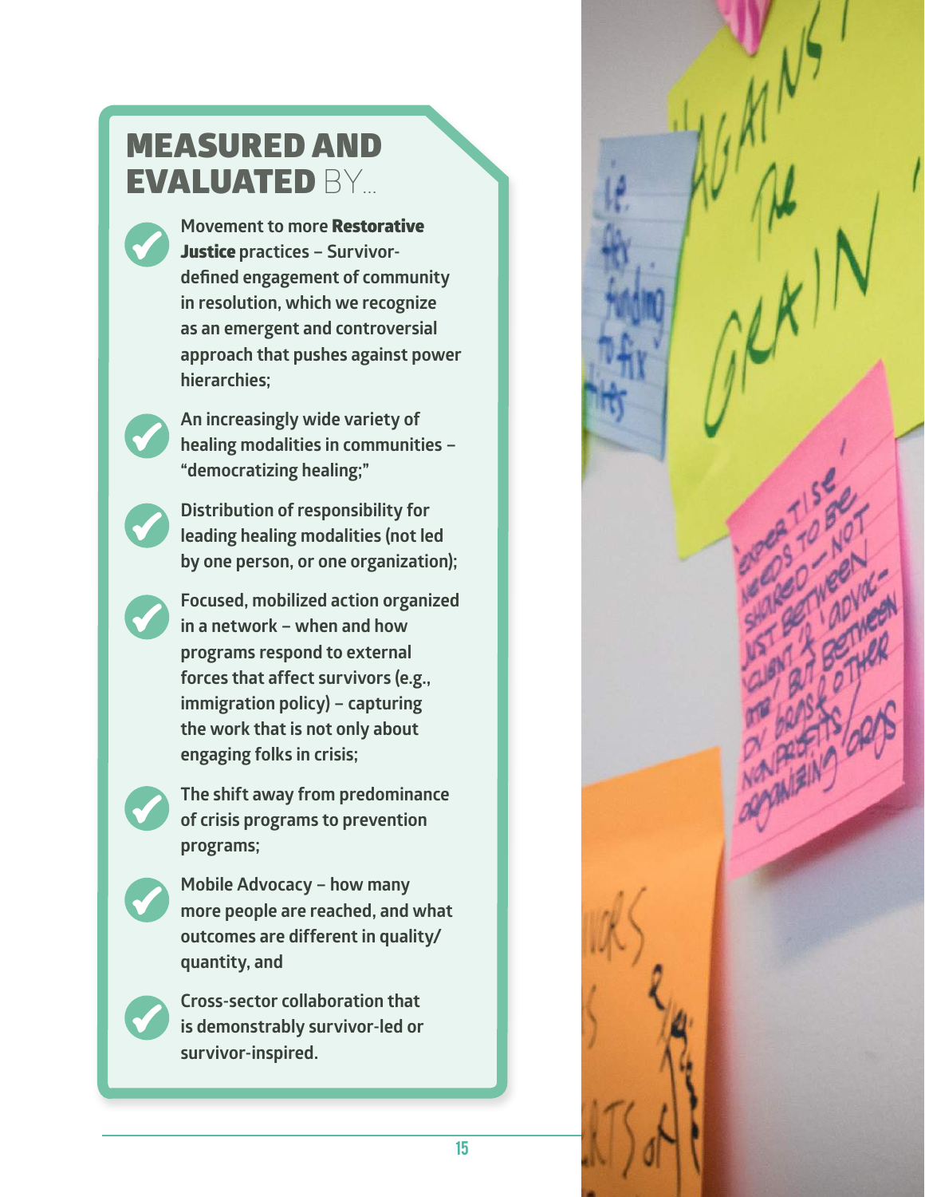## MEASURED AND EVALUATED BY...

- Movement to more **Restorative Justice** practices – Survivor-defined engagement of community in resolution, which we recognize as an emergent and controversial approach that pushes against power hierarchies;
- An increasingly wide variety of healing modalities in communities – "democratizing healing;"
- Distribution of responsibility for leading healing modalities (not led by one person, or one organization);
- Focused, mobilized action organized in a network – when and how programs respond to external forces that affect survivors (e.g., immigration policy) – capturing the work that is not only about engaging folks in crisis;
- The shift away from predominance of crisis programs to prevention programs;
- Mobile Advocacy – how many more people are reached, and what outcomes are different in quality/quantity, and
- Cross-sector collaboration that is demonstrably survivor-led or survivor-inspired.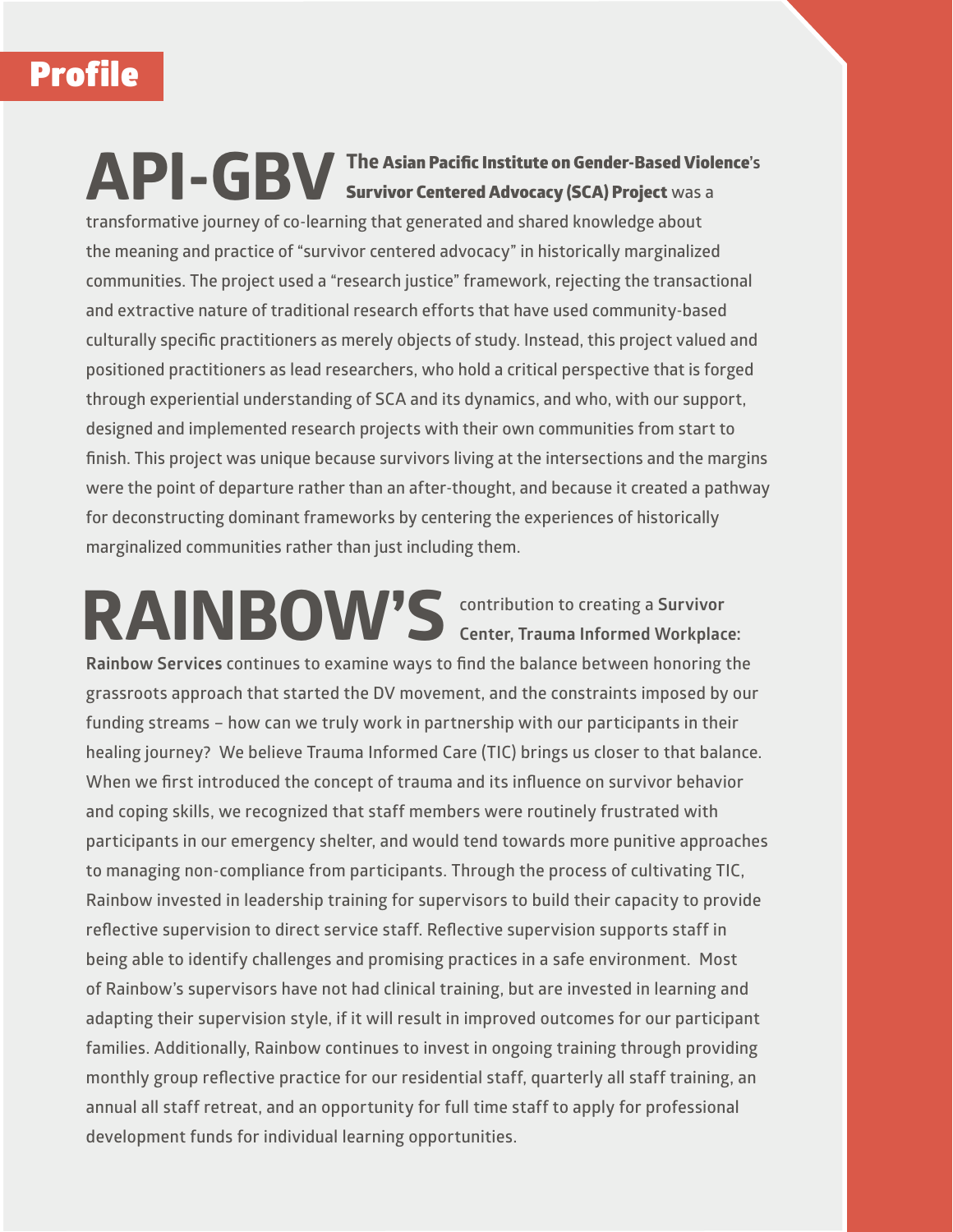## Profile

**API-GBV** **The Asian Pacific Institute on Gender-Based Violence's Survivor Centered Advocacy (SCA) Project** was a transformative journey of co-learning that generated and shared knowledge about the meaning and practice of "survivor centered advocacy" in historically marginalized communities. The project used a "research justice" framework, rejecting the transactional and extractive nature of traditional research efforts that have used community-based culturally specific practitioners as merely objects of study. Instead, this project valued and positioned practitioners as lead researchers, who hold a critical perspective that is forged through experiential understanding of SCA and its dynamics, and who, with our support, designed and implemented research projects with their own communities from start to finish. This project was unique because survivors living at the intersections and the margins were the point of departure rather than an after-thought, and because it created a pathway for deconstructing dominant frameworks by centering the experiences of historically marginalized communities rather than just including them.

**RAINBOW'S** contribution to creating a **Survivor Center, Trauma Informed Workplace: Rainbow Services** continues to examine ways to find the balance between honoring the grassroots approach that started the DV movement, and the constraints imposed by our funding streams – how can we truly work in partnership with our participants in their healing journey? We believe Trauma Informed Care (TIC) brings us closer to that balance. When we first introduced the concept of trauma and its influence on survivor behavior and coping skills, we recognized that staff members were routinely frustrated with participants in our emergency shelter, and would tend towards more punitive approaches to managing non-compliance from participants. Through the process of cultivating TIC, Rainbow invested in leadership training for supervisors to build their capacity to provide reflective supervision to direct service staff. Reflective supervision supports staff in being able to identify challenges and promising practices in a safe environment. Most of Rainbow's supervisors have not had clinical training, but are invested in learning and adapting their supervision style, if it will result in improved outcomes for our participant families. Additionally, Rainbow continues to invest in ongoing training through providing monthly group reflective practice for our residential staff, quarterly all staff training, an annual all staff retreat, and an opportunity for full time staff to apply for professional development funds for individual learning opportunities.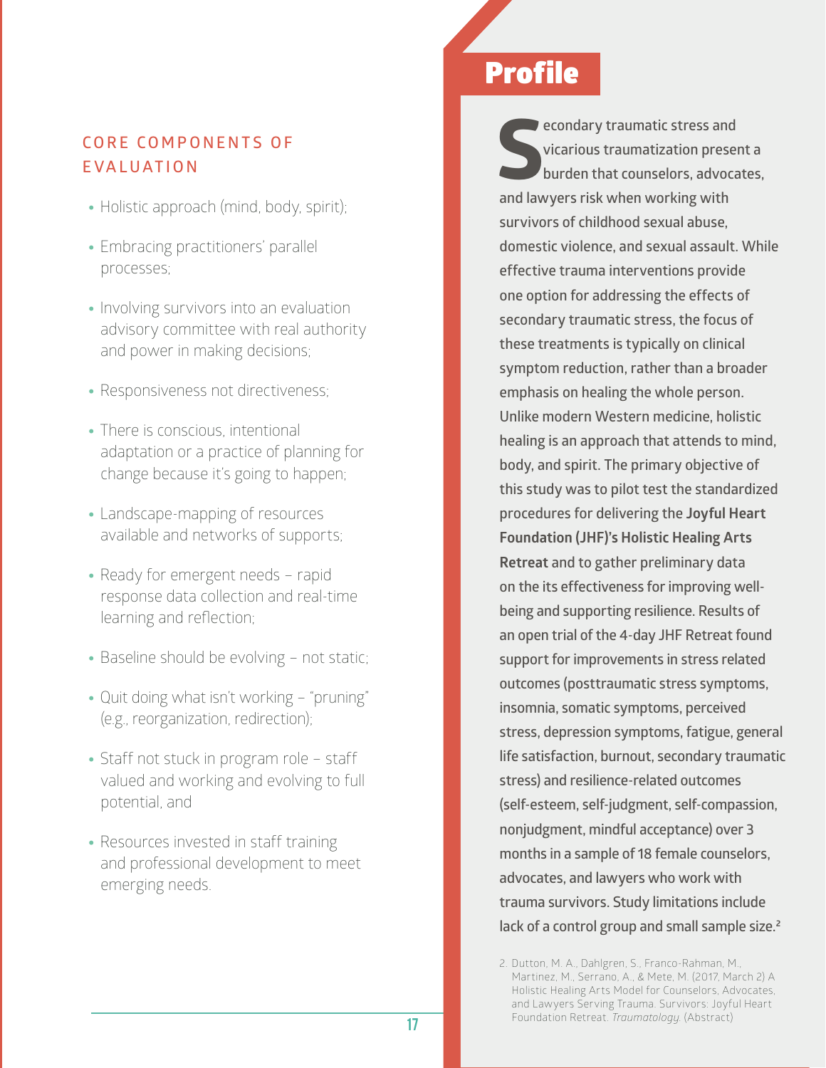## CORE COMPONENTS OF EVALUATION

- Holistic approach (mind, body, spirit);
- Embracing practitioners' parallel processes;
- Involving survivors into an evaluation advisory committee with real authority and power in making decisions;
- Responsiveness not directiveness;
- There is conscious, intentional adaptation or a practice of planning for change because it's going to happen;
- Landscape-mapping of resources available and networks of supports;
- Ready for emergent needs – rapid response data collection and real-time learning and reflection;
- Baseline should be evolving – not static;
- Quit doing what isn't working – "pruning" (e.g., reorganization, redirection);
- Staff not stuck in program role – staff valued and working and evolving to full potential, and
- Resources invested in staff training and professional development to meet emerging needs.

# Profile

Secondary traumatic stress and vicarious traumatization present a burden that counselors, advocates, and lawyers risk when working with survivors of childhood sexual abuse, domestic violence, and sexual assault. While effective trauma interventions provide one option for addressing the effects of secondary traumatic stress, the focus of these treatments is typically on clinical symptom reduction, rather than a broader emphasis on healing the whole person. Unlike modern Western medicine, holistic healing is an approach that attends to mind, body, and spirit. The primary objective of this study was to pilot test the standardized procedures for delivering the **Joyful Heart Foundation (JHF)'s Holistic Healing Arts Retreat** and to gather preliminary data on the its effectiveness for improving well-being and supporting resilience. Results of an open trial of the 4-day JHF Retreat found support for improvements in stress related outcomes (posttraumatic stress symptoms, insomnia, somatic symptoms, perceived stress, depression symptoms, fatigue, general life satisfaction, burnout, secondary traumatic stress) and resilience-related outcomes (self-esteem, self-judgment, self-compassion, nonjudgment, mindful acceptance) over 3 months in a sample of 18 female counselors, advocates, and lawyers who work with trauma survivors. Study limitations include lack of a control group and small sample size.[2]

2. Dutton, M. A., Dahlgren, S., Franco-Rahman, M., Martinez, M., Serrano, A., & Mete, M. (2017, March 2) A Holistic Healing Arts Model for Counselors, Advocates, and Lawyers Serving Trauma. Survivors: Joyful Heart Foundation Retreat. *Traumatology.* (Abstract)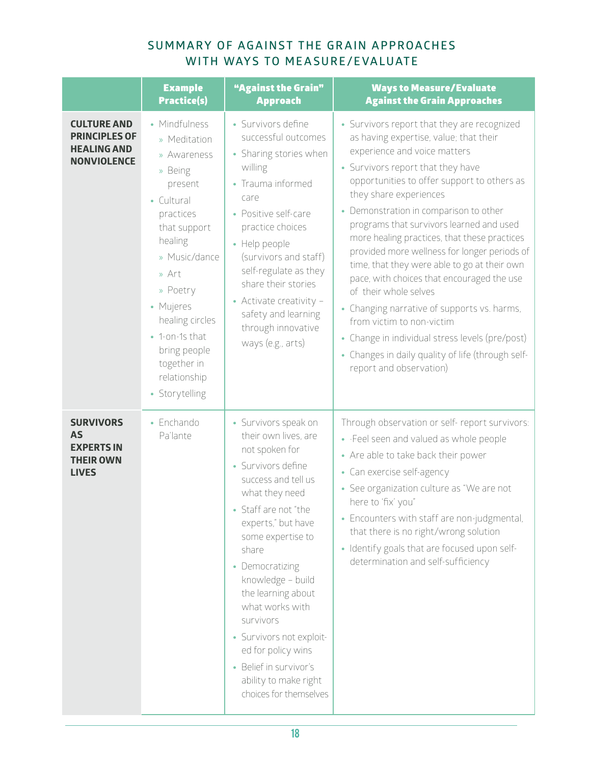## SUMMARY OF AGAINST THE GRAIN APPROACHES WITH WAYS TO MEASURE/EVALUATE

| | Example Practice(s) | "Against the Grain" Approach | Ways to Measure/Evaluate Against the Grain Approaches |
|---|---|---|---|
| **CULTURE AND PRINCIPLES OF HEALING AND NONVIOLENCE** | • Mindfulness<br>» Meditation<br>» Awareness<br>» Being present<br>• Cultural practices that support healing<br>» Music/dance<br>» Art<br>» Poetry<br>• Mujeres healing circles<br>• 1-on-1s that bring people together in relationship<br>• Storytelling | • Survivors define successful outcomes<br>• Sharing stories when willing<br>• Trauma informed care<br>• Positive self-care practice choices<br>• Help people (survivors and staff) self-regulate as they share their stories<br>• Activate creativity – safety and learning through innovative ways (e.g., arts) | • Survivors report that they are recognized as having expertise, value; that their experience and voice matters<br>• Survivors report that they have opportunities to offer support to others as they share experiences<br>• Demonstration in comparison to other programs that survivors learned and used more healing practices, that these practices provided more wellness for longer periods of time, that they were able to go at their own pace, with choices that encouraged the use of their whole selves<br>• Changing narrative of supports vs. harms, from victim to non-victim<br>• Change in individual stress levels (pre/post)<br>• Changes in daily quality of life (through self-report and observation) |
| **SURVIVORS AS EXPERTS IN THEIR OWN LIVES** | • Enchando Pa'lante | • Survivors speak on their own lives, are not spoken for<br>• Survivors define success and tell us what they need<br>• Staff are not "the experts," but have some expertise to share<br>• Democratizing knowledge – build the learning about what works with survivors<br>• Survivors not exploit-ed for policy wins<br>• Belief in survivor's ability to make right choices for themselves | Through observation or self- report survivors:<br>• -Feel seen and valued as whole people<br>• Are able to take back their power<br>• Can exercise self-agency<br>• See organization culture as "We are not here to 'fix' you"<br>• Encounters with staff are non-judgmental, that there is no right/wrong solution<br>• Identify goals that are focused upon self-determination and self-sufficiency |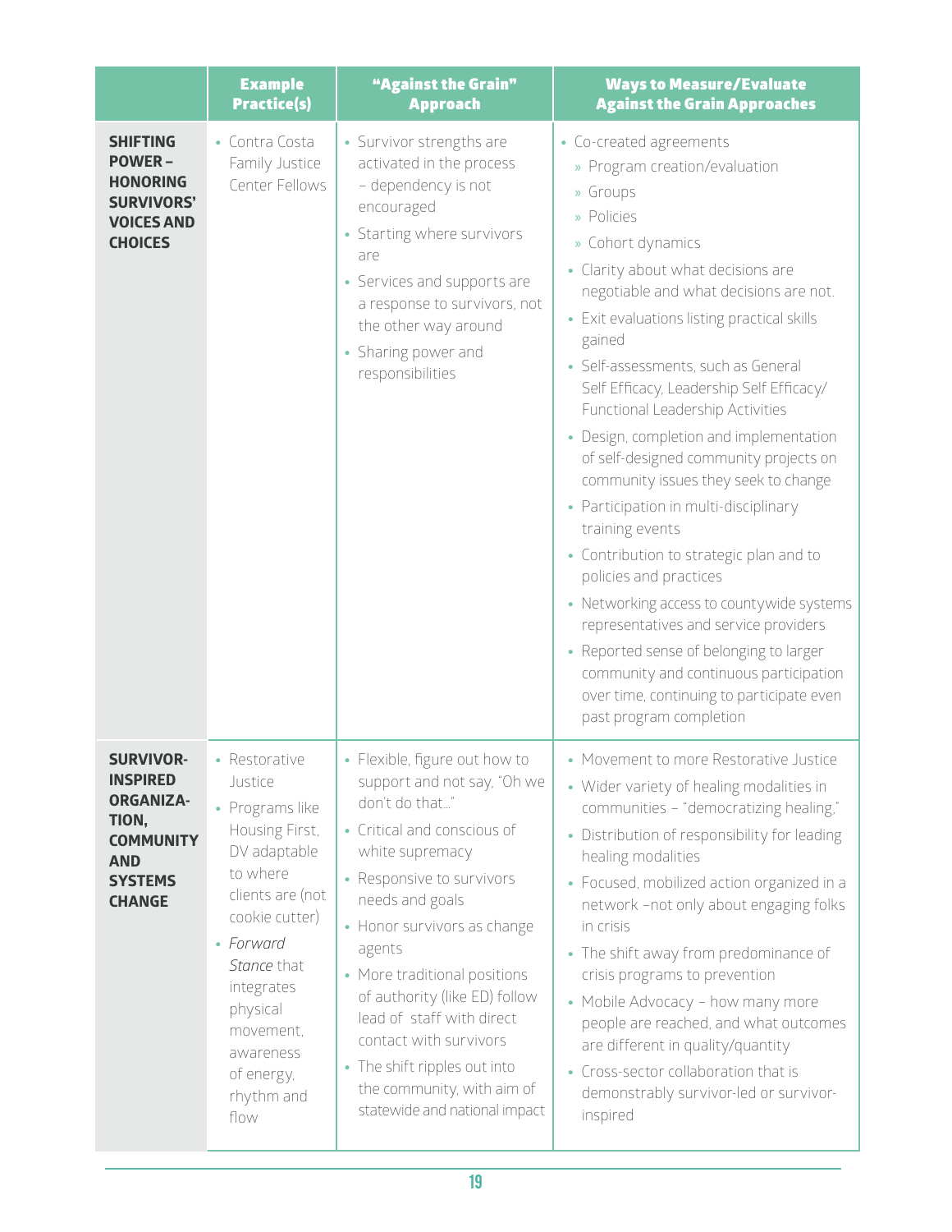| | Example Practice(s) | "Against the Grain" Approach | Ways to Measure/Evaluate Against the Grain Approaches |
|---|---|---|---|
| **SHIFTING POWER – HONORING SURVIVORS' VOICES AND CHOICES** | • Contra Costa Family Justice Center Fellows | • Survivor strengths are activated in the process – dependency is not encouraged<br>• Starting where survivors are<br>• Services and supports are a response to survivors, not the other way around<br>• Sharing power and responsibilities | • Co-created agreements<br>» Program creation/evaluation<br>» Groups<br>» Policies<br>» Cohort dynamics<br>• Clarity about what decisions are negotiable and what decisions are not.<br>• Exit evaluations listing practical skills gained<br>• Self-assessments, such as General Self Efficacy, Leadership Self Efficacy/ Functional Leadership Activities<br>• Design, completion and implementation of self-designed community projects on community issues they seek to change<br>• Participation in multi-disciplinary training events<br>• Contribution to strategic plan and to policies and practices<br>• Networking access to countywide systems representatives and service providers<br>• Reported sense of belonging to larger community and continuous participation over time, continuing to participate even past program completion |
| **SURVIVOR-INSPIRED ORGANIZATION, COMMUNITY AND SYSTEMS CHANGE** | • Restorative Justice<br>• Programs like Housing First, DV adaptable to where clients are (not cookie cutter)<br>• *Forward Stance* that integrates physical movement, awareness of energy, rhythm and flow | • Flexible, figure out how to support and not say, "Oh we don't do that…"<br>• Critical and conscious of white supremacy<br>• Responsive to survivors needs and goals<br>• Honor survivors as change agents<br>• More traditional positions of authority (like ED) follow lead of staff with direct contact with survivors<br>• The shift ripples out into the community, with aim of statewide and national impact | • Movement to more Restorative Justice<br>• Wider variety of healing modalities in communities – "democratizing healing."<br>• Distribution of responsibility for leading healing modalities<br>• Focused, mobilized action organized in a network –not only about engaging folks in crisis<br>• The shift away from predominance of crisis programs to prevention<br>• Mobile Advocacy – how many more people are reached, and what outcomes are different in quality/quantity<br>• Cross-sector collaboration that is demonstrably survivor-led or survivor-inspired |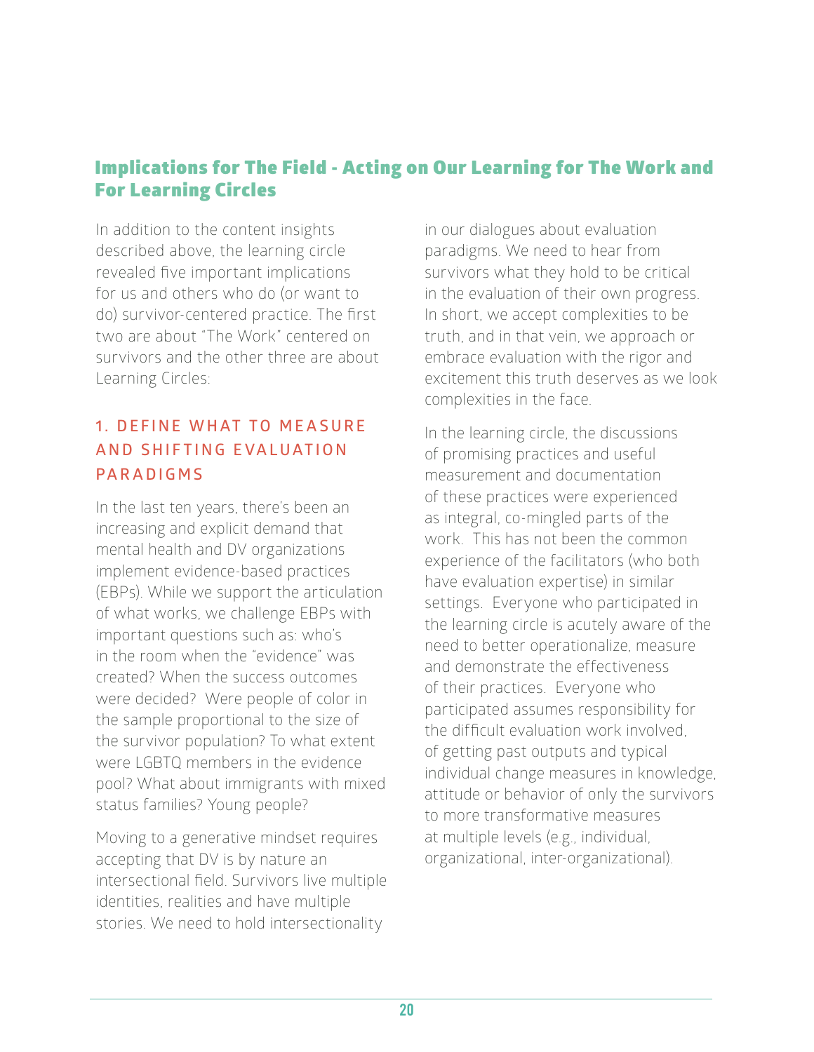## Implications for The Field - Acting on Our Learning for The Work and For Learning Circles

In addition to the content insights described above, the learning circle revealed five important implications for us and others who do (or want to do) survivor-centered practice. The first two are about "The Work" centered on survivors and the other three are about Learning Circles:

### 1. DEFINE WHAT TO MEASURE AND SHIFTING EVALUATION PARADIGMS

In the last ten years, there's been an increasing and explicit demand that mental health and DV organizations implement evidence-based practices (EBPs). While we support the articulation of what works, we challenge EBPs with important questions such as: who's in the room when the "evidence" was created? When the success outcomes were decided? Were people of color in the sample proportional to the size of the survivor population? To what extent were LGBTQ members in the evidence pool? What about immigrants with mixed status families? Young people?

Moving to a generative mindset requires accepting that DV is by nature an intersectional field. Survivors live multiple identities, realities and have multiple stories. We need to hold intersectionality in our dialogues about evaluation paradigms. We need to hear from survivors what they hold to be critical in the evaluation of their own progress. In short, we accept complexities to be truth, and in that vein, we approach or embrace evaluation with the rigor and excitement this truth deserves as we look complexities in the face.

In the learning circle, the discussions of promising practices and useful measurement and documentation of these practices were experienced as integral, co-mingled parts of the work. This has not been the common experience of the facilitators (who both have evaluation expertise) in similar settings. Everyone who participated in the learning circle is acutely aware of the need to better operationalize, measure and demonstrate the effectiveness of their practices. Everyone who participated assumes responsibility for the difficult evaluation work involved, of getting past outputs and typical individual change measures in knowledge, attitude or behavior of only the survivors to more transformative measures at multiple levels (e.g., individual, organizational, inter-organizational).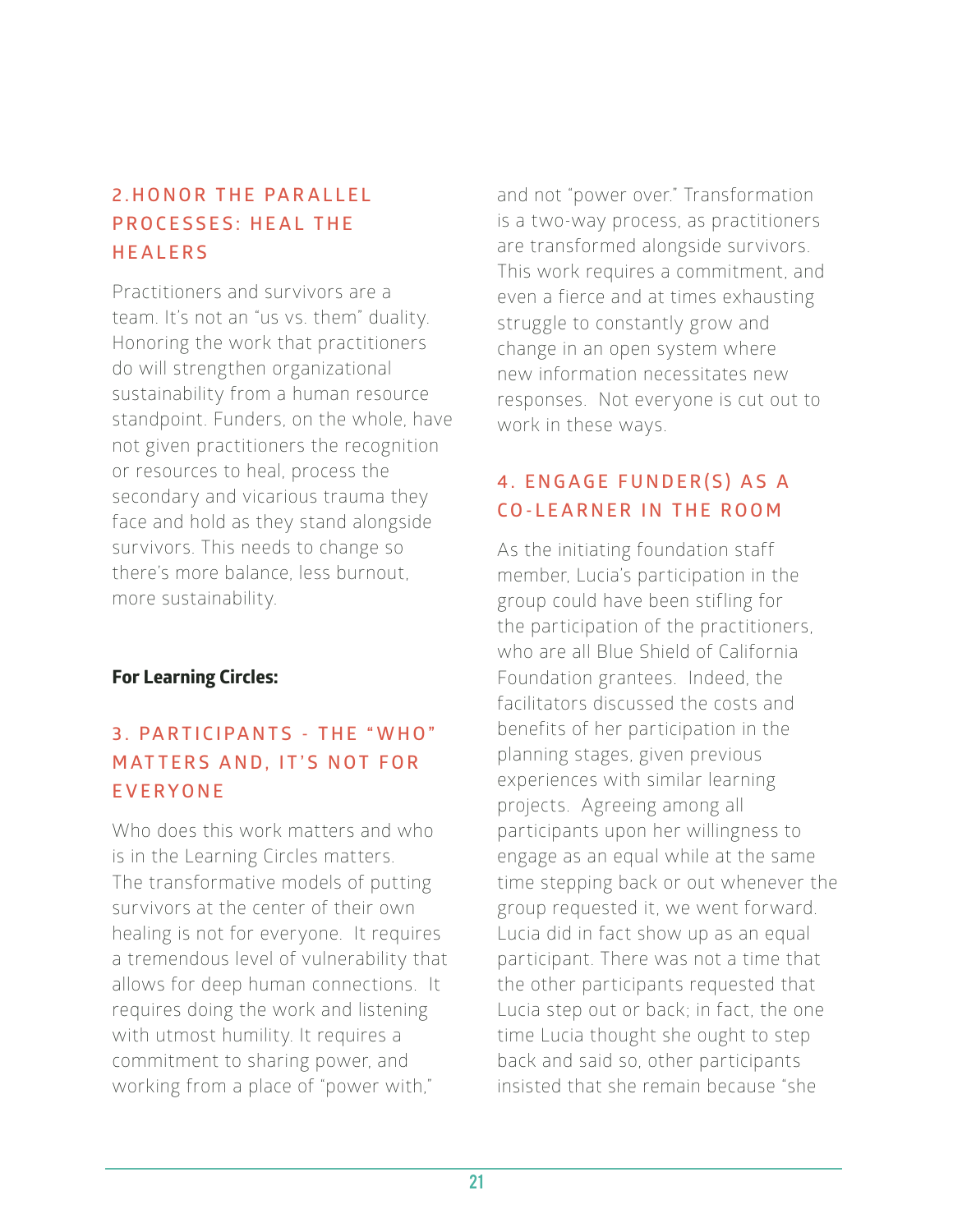## 2. HONOR THE PARALLEL PROCESSES: HEAL THE HEALERS

Practitioners and survivors are a team. It's not an "us vs. them" duality. Honoring the work that practitioners do will strengthen organizational sustainability from a human resource standpoint. Funders, on the whole, have not given practitioners the recognition or resources to heal, process the secondary and vicarious trauma they face and hold as they stand alongside survivors. This needs to change so there's more balance, less burnout, more sustainability.

**For Learning Circles:**

## 3. PARTICIPANTS - THE "WHO" MATTERS AND, IT'S NOT FOR EVERYONE

Who does this work matters and who is in the Learning Circles matters. The transformative models of putting survivors at the center of their own healing is not for everyone. It requires a tremendous level of vulnerability that allows for deep human connections. It requires doing the work and listening with utmost humility. It requires a commitment to sharing power, and working from a place of "power with," and not "power over." Transformation is a two-way process, as practitioners are transformed alongside survivors. This work requires a commitment, and even a fierce and at times exhausting struggle to constantly grow and change in an open system where new information necessitates new responses. Not everyone is cut out to work in these ways.

## 4. ENGAGE FUNDER(S) AS A CO-LEARNER IN THE ROOM

As the initiating foundation staff member, Lucia's participation in the group could have been stifling for the participation of the practitioners, who are all Blue Shield of California Foundation grantees. Indeed, the facilitators discussed the costs and benefits of her participation in the planning stages, given previous experiences with similar learning projects. Agreeing among all participants upon her willingness to engage as an equal while at the same time stepping back or out whenever the group requested it, we went forward. Lucia did in fact show up as an equal participant. There was not a time that the other participants requested that Lucia step out or back; in fact, the one time Lucia thought she ought to step back and said so, other participants insisted that she remain because "she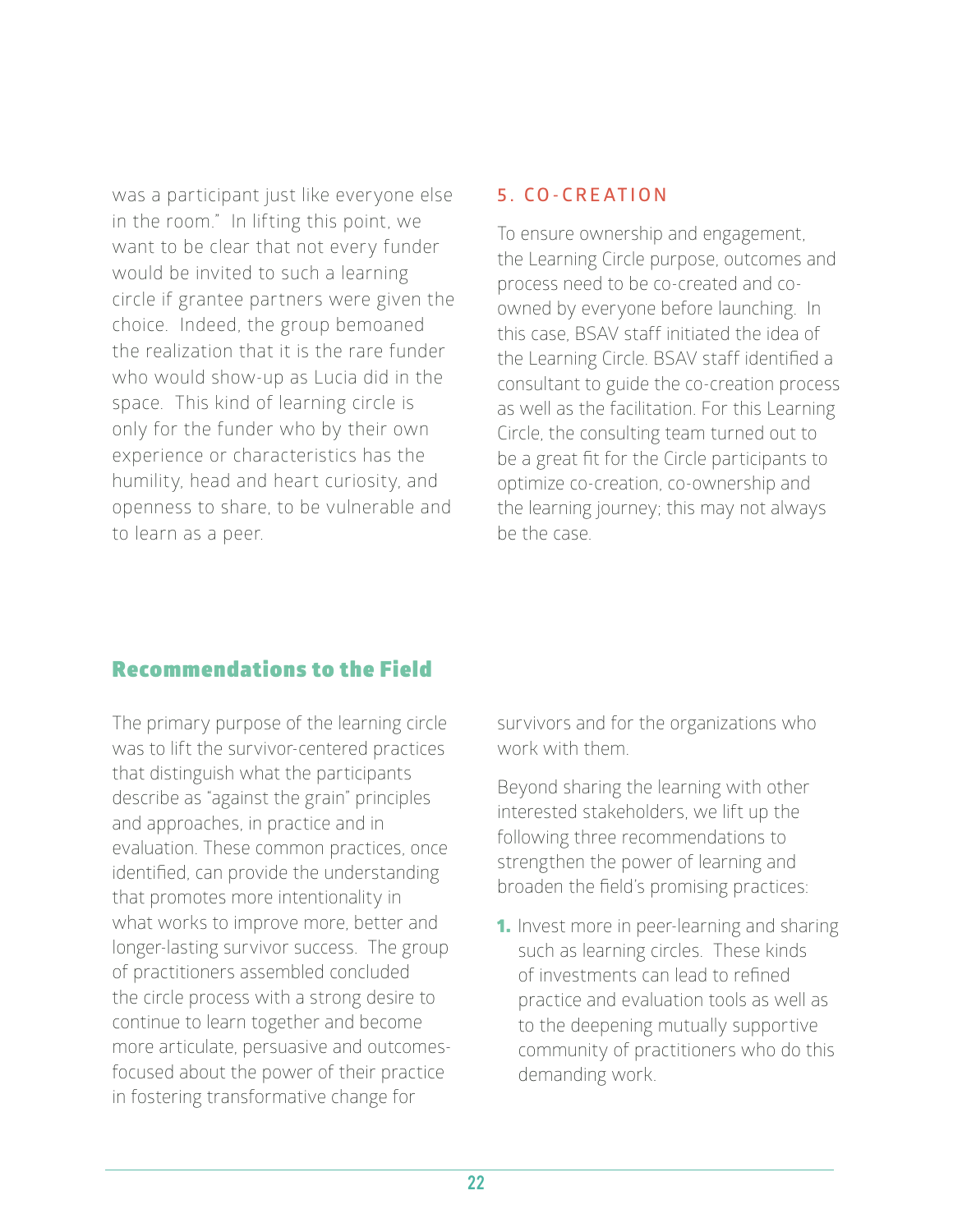was a participant just like everyone else in the room." In lifting this point, we want to be clear that not every funder would be invited to such a learning circle if grantee partners were given the choice. Indeed, the group bemoaned the realization that it is the rare funder who would show-up as Lucia did in the space. This kind of learning circle is only for the funder who by their own experience or characteristics has the humility, head and heart curiosity, and openness to share, to be vulnerable and to learn as a peer.

### 5. CO-CREATION

To ensure ownership and engagement, the Learning Circle purpose, outcomes and process need to be co-created and co-owned by everyone before launching. In this case, BSAV staff initiated the idea of the Learning Circle. BSAV staff identified a consultant to guide the co-creation process as well as the facilitation. For this Learning Circle, the consulting team turned out to be a great fit for the Circle participants to optimize co-creation, co-ownership and the learning journey; this may not always be the case.

## Recommendations to the Field

The primary purpose of the learning circle was to lift the survivor-centered practices that distinguish what the participants describe as "against the grain" principles and approaches, in practice and in evaluation. These common practices, once identified, can provide the understanding that promotes more intentionality in what works to improve more, better and longer-lasting survivor success. The group of practitioners assembled concluded the circle process with a strong desire to continue to learn together and become more articulate, persuasive and outcomes-focused about the power of their practice in fostering transformative change for survivors and for the organizations who work with them.

Beyond sharing the learning with other interested stakeholders, we lift up the following three recommendations to strengthen the power of learning and broaden the field's promising practices:

1. Invest more in peer-learning and sharing such as learning circles. These kinds of investments can lead to refined practice and evaluation tools as well as to the deepening mutually supportive community of practitioners who do this demanding work.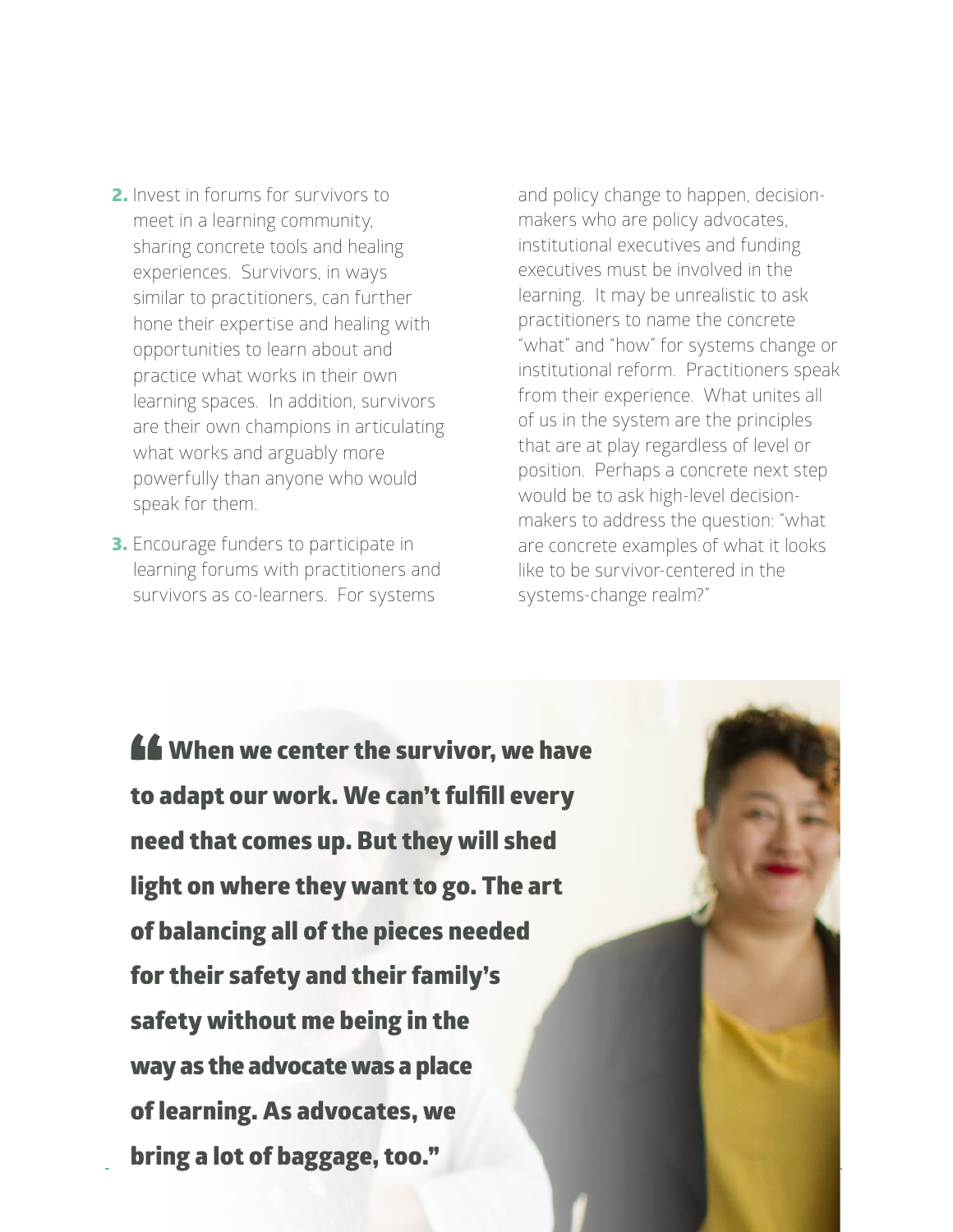2. Invest in forums for survivors to meet in a learning community, sharing concrete tools and healing experiences. Survivors, in ways similar to practitioners, can further hone their expertise and healing with opportunities to learn about and practice what works in their own learning spaces. In addition, survivors are their own champions in articulating what works and arguably more powerfully than anyone who would speak for them.

3. Encourage funders to participate in learning forums with practitioners and survivors as co-learners. For systems and policy change to happen, decision-makers who are policy advocates, institutional executives and funding executives must be involved in the learning. It may be unrealistic to ask practitioners to name the concrete "what" and "how" for systems change or institutional reform. Practitioners speak from their experience. What unites all of us in the system are the principles that are at play regardless of level or position. Perhaps a concrete next step would be to ask high-level decision-makers to address the question: "what are concrete examples of what it looks like to be survivor-centered in the systems-change realm?"

**"When we center the survivor, we have to adapt our work. We can't fulfill every need that comes up. But they will shed light on where they want to go. The art of balancing all of the pieces needed for their safety and their family's safety without me being in the way as the advocate was a place of learning. As advocates, we bring a lot of baggage, too."**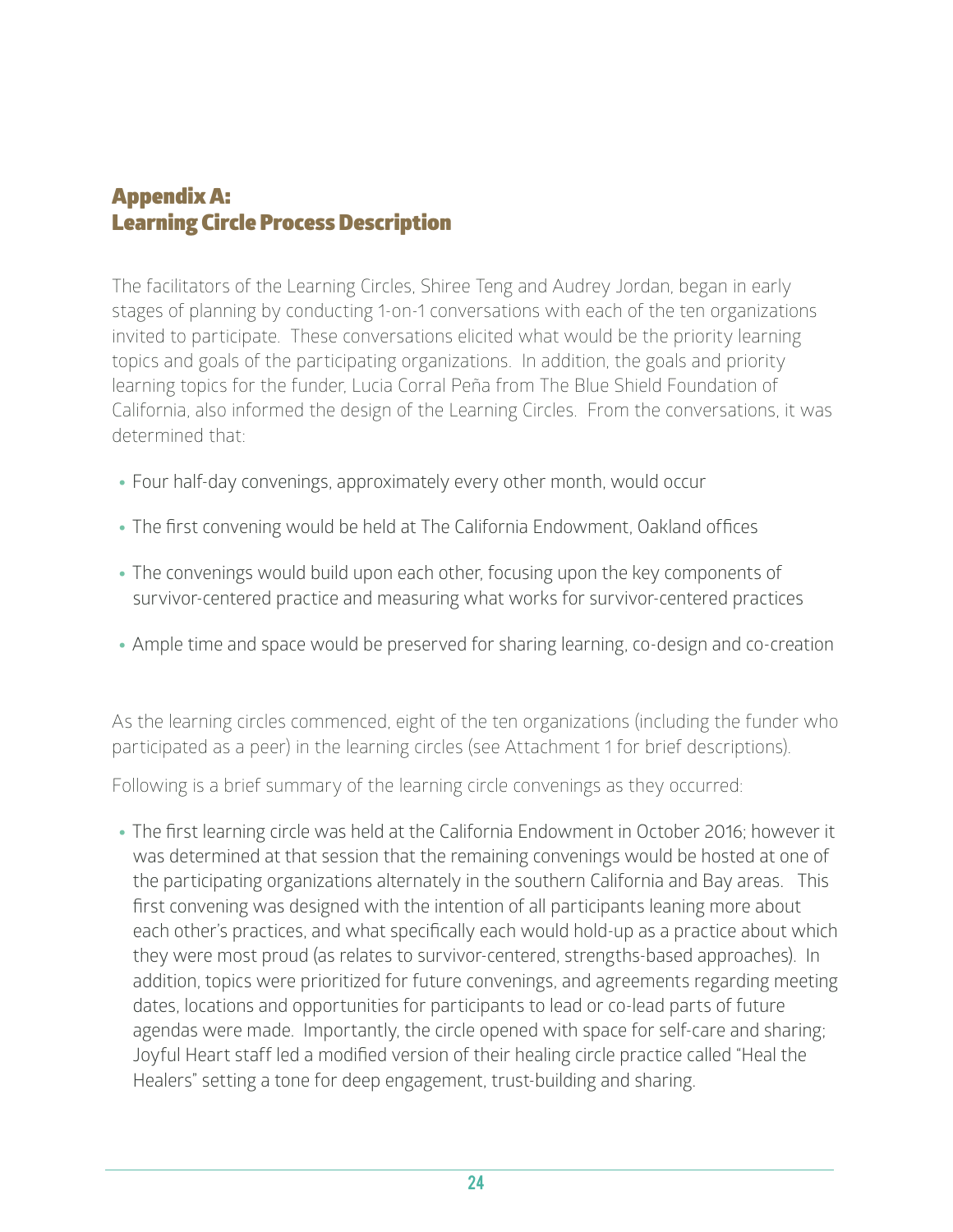# Appendix A: Learning Circle Process Description

The facilitators of the Learning Circles, Shiree Teng and Audrey Jordan, began in early stages of planning by conducting 1-on-1 conversations with each of the ten organizations invited to participate. These conversations elicited what would be the priority learning topics and goals of the participating organizations. In addition, the goals and priority learning topics for the funder, Lucia Corral Peña from The Blue Shield Foundation of California, also informed the design of the Learning Circles. From the conversations, it was determined that:

- Four half-day convenings, approximately every other month, would occur
- The first convening would be held at The California Endowment, Oakland offices
- The convenings would build upon each other, focusing upon the key components of survivor-centered practice and measuring what works for survivor-centered practices
- Ample time and space would be preserved for sharing learning, co-design and co-creation

As the learning circles commenced, eight of the ten organizations (including the funder who participated as a peer) in the learning circles (see Attachment 1 for brief descriptions).

Following is a brief summary of the learning circle convenings as they occurred:

- The first learning circle was held at the California Endowment in October 2016; however it was determined at that session that the remaining convenings would be hosted at one of the participating organizations alternately in the southern California and Bay areas. This first convening was designed with the intention of all participants leaning more about each other's practices, and what specifically each would hold-up as a practice about which they were most proud (as relates to survivor-centered, strengths-based approaches). In addition, topics were prioritized for future convenings, and agreements regarding meeting dates, locations and opportunities for participants to lead or co-lead parts of future agendas were made. Importantly, the circle opened with space for self-care and sharing; Joyful Heart staff led a modified version of their healing circle practice called "Heal the Healers" setting a tone for deep engagement, trust-building and sharing.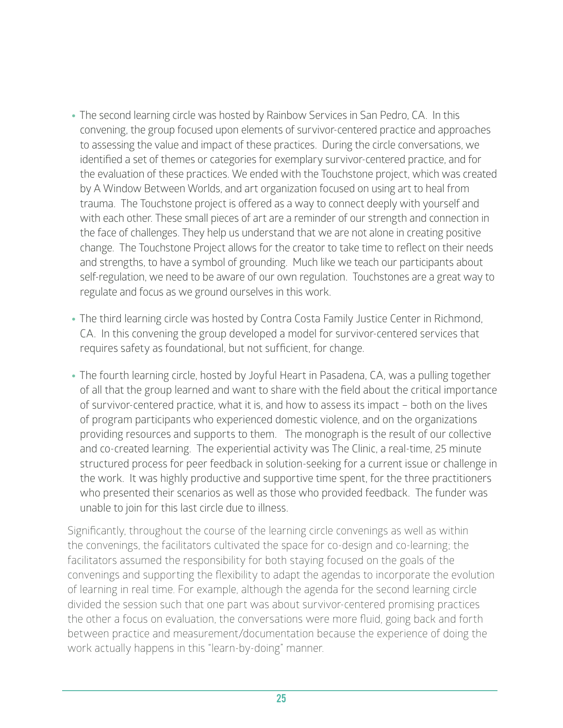- The second learning circle was hosted by Rainbow Services in San Pedro, CA. In this convening, the group focused upon elements of survivor-centered practice and approaches to assessing the value and impact of these practices. During the circle conversations, we identified a set of themes or categories for exemplary survivor-centered practice, and for the evaluation of these practices. We ended with the Touchstone project, which was created by A Window Between Worlds, and art organization focused on using art to heal from trauma. The Touchstone project is offered as a way to connect deeply with yourself and with each other. These small pieces of art are a reminder of our strength and connection in the face of challenges. They help us understand that we are not alone in creating positive change. The Touchstone Project allows for the creator to take time to reflect on their needs and strengths, to have a symbol of grounding. Much like we teach our participants about self-regulation, we need to be aware of our own regulation. Touchstones are a great way to regulate and focus as we ground ourselves in this work.

- The third learning circle was hosted by Contra Costa Family Justice Center in Richmond, CA. In this convening the group developed a model for survivor-centered services that requires safety as foundational, but not sufficient, for change.

- The fourth learning circle, hosted by Joyful Heart in Pasadena, CA, was a pulling together of all that the group learned and want to share with the field about the critical importance of survivor-centered practice, what it is, and how to assess its impact – both on the lives of program participants who experienced domestic violence, and on the organizations providing resources and supports to them. The monograph is the result of our collective and co-created learning. The experiential activity was The Clinic, a real-time, 25 minute structured process for peer feedback in solution-seeking for a current issue or challenge in the work. It was highly productive and supportive time spent, for the three practitioners who presented their scenarios as well as those who provided feedback. The funder was unable to join for this last circle due to illness.

Significantly, throughout the course of the learning circle convenings as well as within the convenings, the facilitators cultivated the space for co-design and co-learning; the facilitators assumed the responsibility for both staying focused on the goals of the convenings and supporting the flexibility to adapt the agendas to incorporate the evolution of learning in real time. For example, although the agenda for the second learning circle divided the session such that one part was about survivor-centered promising practices the other a focus on evaluation, the conversations were more fluid, going back and forth between practice and measurement/documentation because the experience of doing the work actually happens in this "learn-by-doing" manner.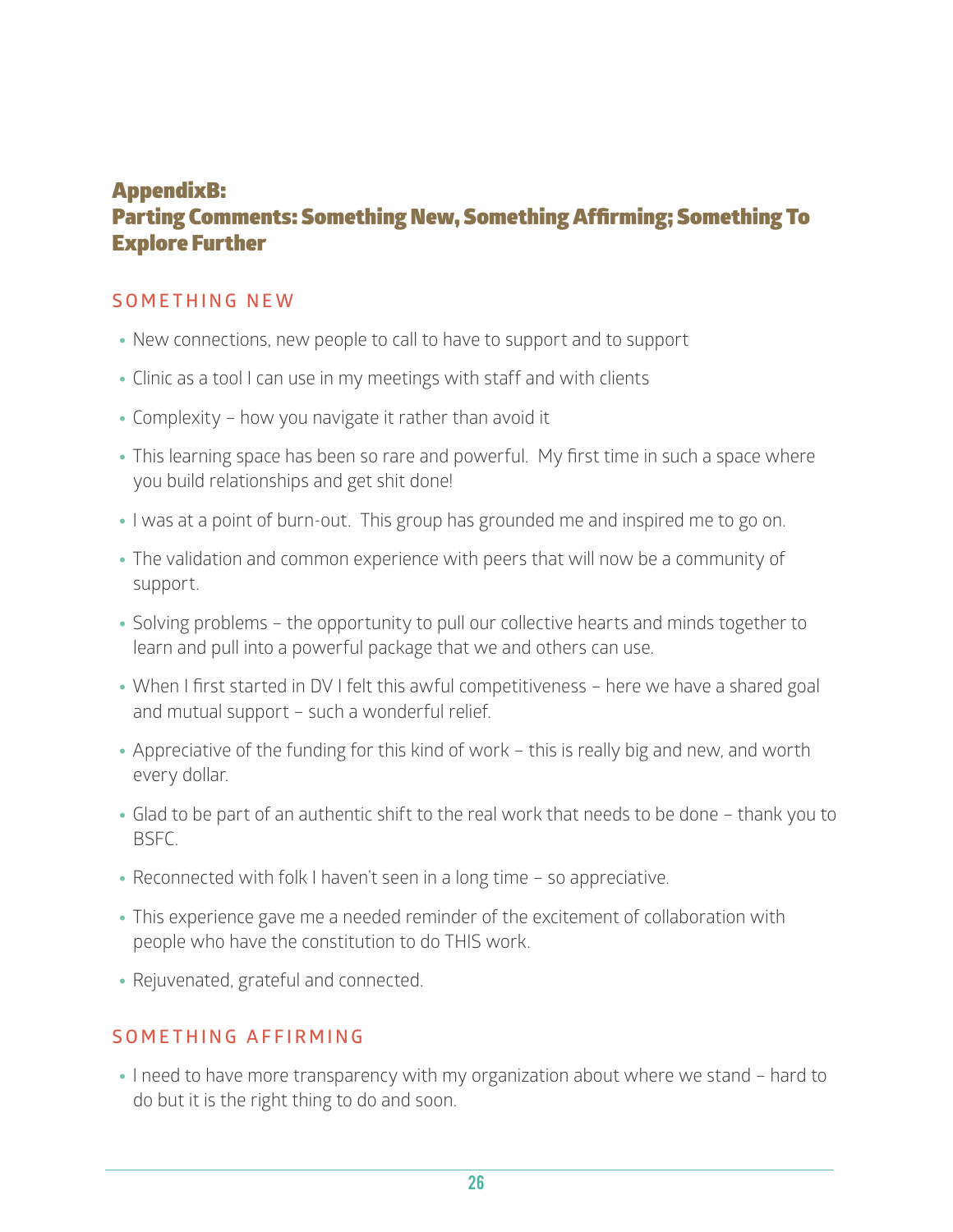## AppendixB:
## Parting Comments: Something New, Something Affirming; Something To Explore Further

### SOMETHING NEW

- New connections, new people to call to have to support and to support
- Clinic as a tool I can use in my meetings with staff and with clients
- Complexity – how you navigate it rather than avoid it
- This learning space has been so rare and powerful.  My first time in such a space where you build relationships and get shit done!
- I was at a point of burn-out.  This group has grounded me and inspired me to go on.
- The validation and common experience with peers that will now be a community of support.
- Solving problems – the opportunity to pull our collective hearts and minds together to learn and pull into a powerful package that we and others can use.
- When I first started in DV I felt this awful competitiveness – here we have a shared goal and mutual support – such a wonderful relief.
- Appreciative of the funding for this kind of work – this is really big and new, and worth every dollar.
- Glad to be part of an authentic shift to the real work that needs to be done – thank you to BSFC.
- Reconnected with folk I haven't seen in a long time – so appreciative.
- This experience gave me a needed reminder of the excitement of collaboration with people who have the constitution to do THIS work.
- Rejuvenated, grateful and connected.

### SOMETHING AFFIRMING

- I need to have more transparency with my organization about where we stand – hard to do but it is the right thing to do and soon.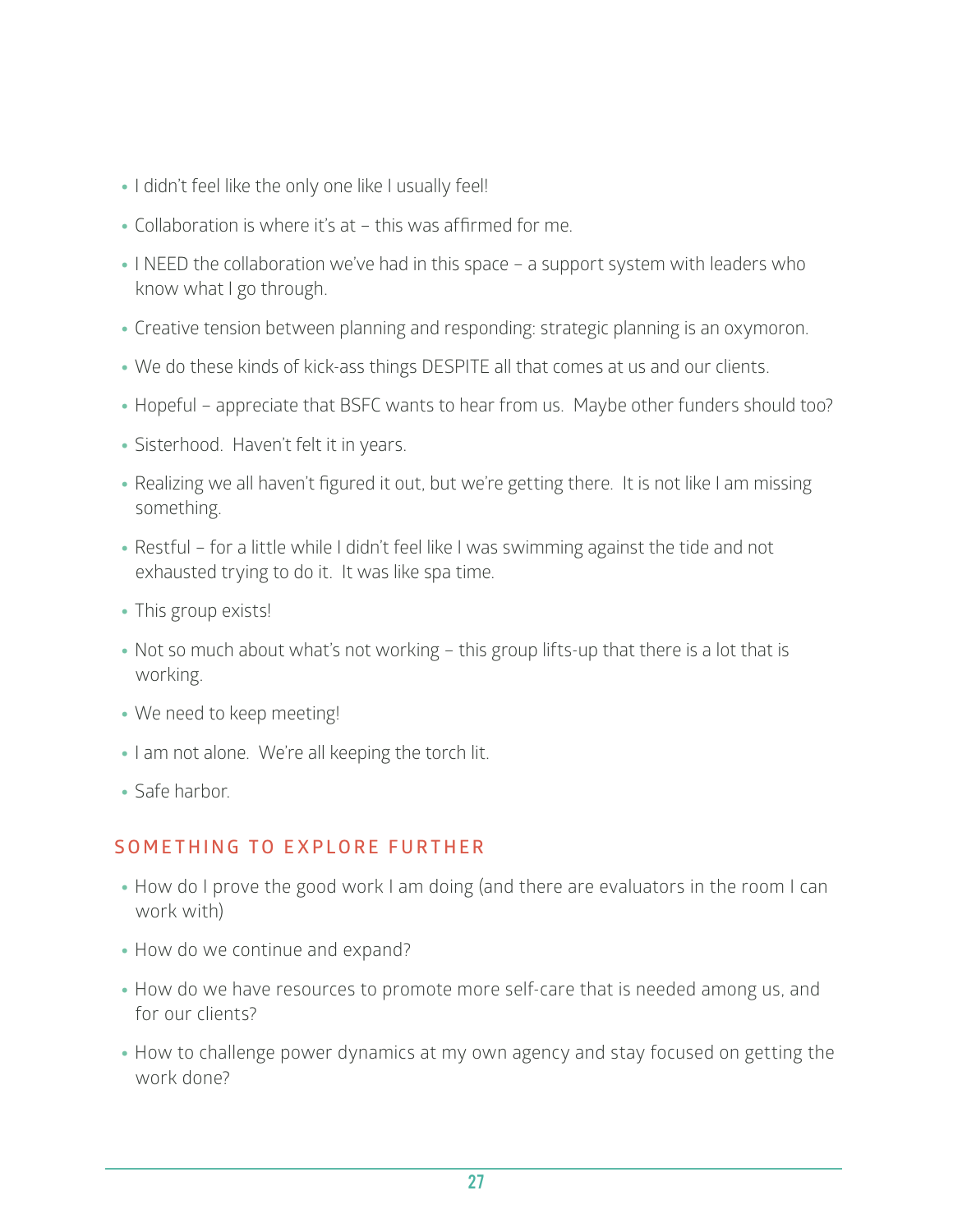- I didn't feel like the only one like I usually feel!
- Collaboration is where it's at – this was affirmed for me.
- I NEED the collaboration we've had in this space – a support system with leaders who know what I go through.
- Creative tension between planning and responding: strategic planning is an oxymoron.
- We do these kinds of kick-ass things DESPITE all that comes at us and our clients.
- Hopeful – appreciate that BSFC wants to hear from us. Maybe other funders should too?
- Sisterhood. Haven't felt it in years.
- Realizing we all haven't figured it out, but we're getting there. It is not like I am missing something.
- Restful – for a little while I didn't feel like I was swimming against the tide and not exhausted trying to do it. It was like spa time.
- This group exists!
- Not so much about what's not working – this group lifts-up that there is a lot that is working.
- We need to keep meeting!
- I am not alone. We're all keeping the torch lit.
- Safe harbor.

## SOMETHING TO EXPLORE FURTHER

- How do I prove the good work I am doing (and there are evaluators in the room I can work with)
- How do we continue and expand?
- How do we have resources to promote more self-care that is needed among us, and for our clients?
- How to challenge power dynamics at my own agency and stay focused on getting the work done?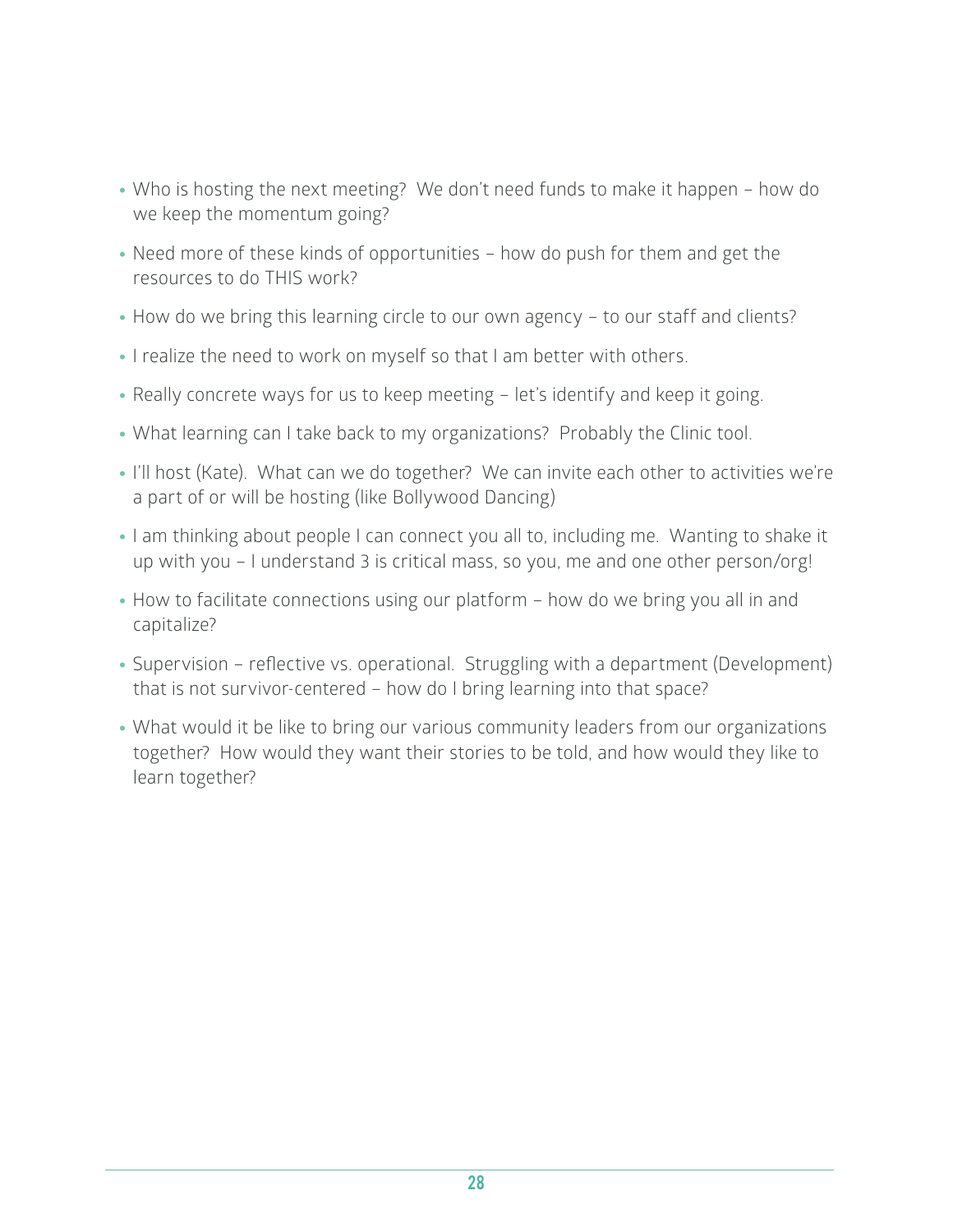- Who is hosting the next meeting?  We don't need funds to make it happen – how do we keep the momentum going?
- Need more of these kinds of opportunities – how do push for them and get the resources to do THIS work?
- How do we bring this learning circle to our own agency – to our staff and clients?
- I realize the need to work on myself so that I am better with others.
- Really concrete ways for us to keep meeting – let's identify and keep it going.
- What learning can I take back to my organizations?  Probably the Clinic tool.
- I'll host (Kate).  What can we do together?  We can invite each other to activities we're a part of or will be hosting (like Bollywood Dancing)
- I am thinking about people I can connect you all to, including me.  Wanting to shake it up with you – I understand 3 is critical mass, so you, me and one other person/org!
- How to facilitate connections using our platform – how do we bring you all in and capitalize?
- Supervision – reflective vs. operational.  Struggling with a department (Development) that is not survivor-centered – how do I bring learning into that space?
- What would it be like to bring our various community leaders from our organizations together?  How would they want their stories to be told, and how would they like to learn together?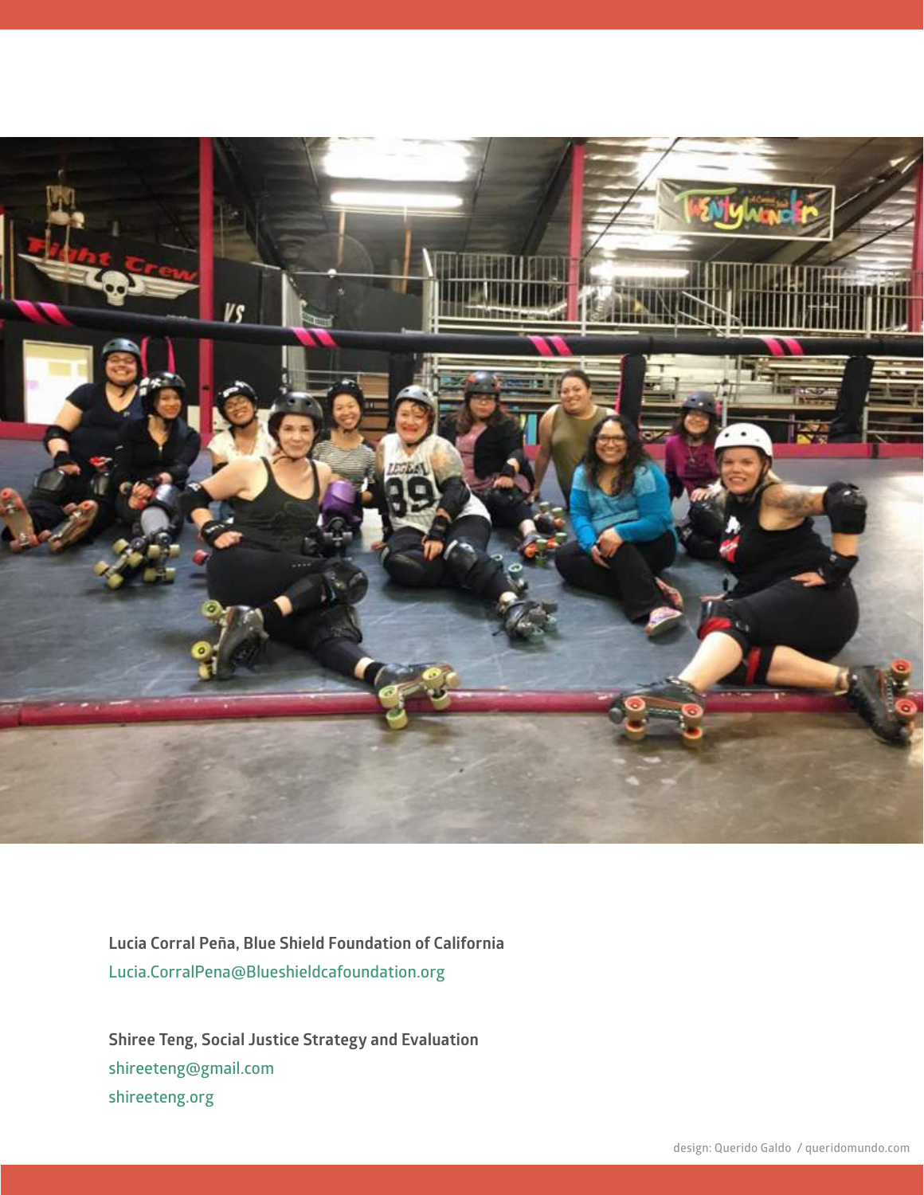**Lucia Corral Peña, Blue Shield Foundation of California**
Lucia.CorralPena@Blueshieldcafoundation.org

**Shiree Teng, Social Justice Strategy and Evaluation**
shireeteng@gmail.com
shireeteng.org

design: Querido Galdo / queridomundo.com